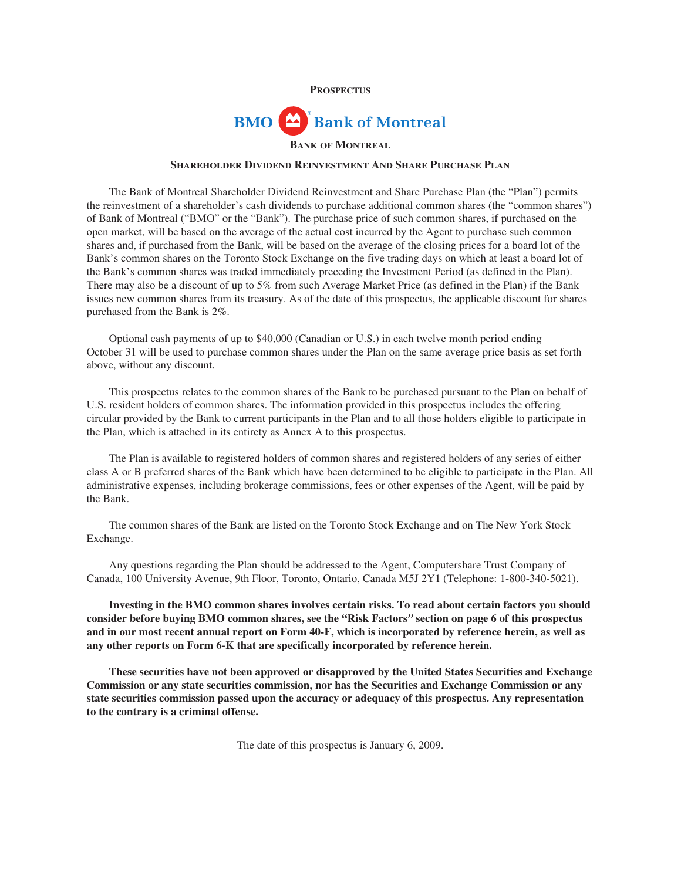**PROSPECTUS**

BMO Bank of Montreal

# BANK OF MONTREAL

## SHAREHOLDER DIVIDEND REINVESTMENT AND SHARE PURCHASE PLAN

The Bank of Montreal Shareholder Dividend Reinvestment and Share Purchase Plan (the "Plan") permits the reinvestment of a shareholder's cash dividends to purchase additional common shares (the "common shares") of Bank of Montreal ("BMO" or the "Bank"). The purchase price of such common shares, if purchased on the open market, will be based on the average of the actual cost incurred by the Agent to purchase such common shares and, if purchased from the Bank, will be based on the average of the closing prices for a board lot of the Bank's common shares on the Toronto Stock Exchange on the five trading days on which at least a board lot of the Bank's common shares was traded immediately preceding the Investment Period (as defined in the Plan). There may also be a discount of up to 5% from such Average Market Price (as defined in the Plan) if the Bank issues new common shares from its treasury. As of the date of this prospectus, the applicable discount for shares purchased from the Bank is 2%.

Optional cash payments of up to $40,000 (Canadian or U.S.) in each twelve month period ending October 31 will be used to purchase common shares under the Plan on the same average price basis as set forth above, without any discount.

This prospectus relates to the common shares of the Bank to be purchased pursuant to the Plan on behalf of U.S. resident holders of common shares. The information provided in this prospectus includes the offering circular provided by the Bank to current participants in the Plan and to all those holders eligible to participate in the Plan, which is attached in its entirety as Annex A to this prospectus.

The Plan is available to registered holders of common shares and registered holders of any series of either class A or B preferred shares of the Bank which have been determined to be eligible to participate in the Plan. All administrative expenses, including brokerage commissions, fees or other expenses of the Agent, will be paid by the Bank.

The common shares of the Bank are listed on the Toronto Stock Exchange and on The New York Stock Exchange.

Any questions regarding the Plan should be addressed to the Agent, Computershare Trust Company of Canada, 100 University Avenue, 9th Floor, Toronto, Ontario, Canada M5J 2Y1 (Telephone: 1-800-340-5021).

**Investing in the BMO common shares involves certain risks. To read about certain factors you should consider before buying BMO common shares, see the "Risk Factors" section on page 6 of this prospectus and in our most recent annual report on Form 40-F, which is incorporated by reference herein, as well as any other reports on Form 6-K that are specifically incorporated by reference herein.**

**These securities have not been approved or disapproved by the United States Securities and Exchange Commission or any state securities commission, nor has the Securities and Exchange Commission or any state securities commission passed upon the accuracy or adequacy of this prospectus. Any representation to the contrary is a criminal offense.**

The date of this prospectus is January 6, 2009.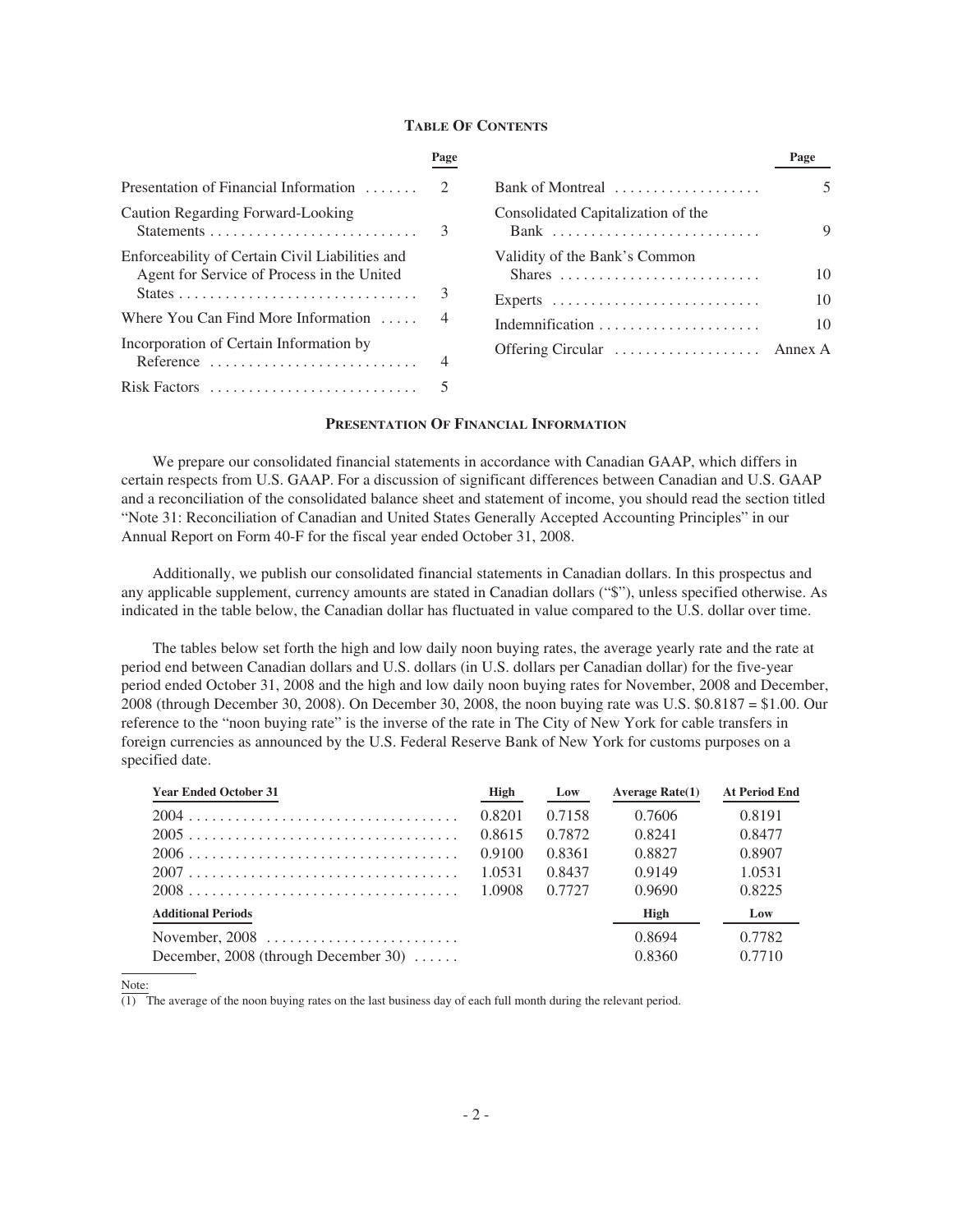## TABLE OF CONTENTS

| | Page |
|---|---|
| Presentation of Financial Information | 2 |
| Caution Regarding Forward-Looking Statements | 3 |
| Enforceability of Certain Civil Liabilities and Agent for Service of Process in the United States | 3 |
| Where You Can Find More Information | 4 |
| Incorporation of Certain Information by Reference | 4 |
| Risk Factors | 5 |
| Bank of Montreal | 5 |
| Consolidated Capitalization of the Bank | 9 |
| Validity of the Bank's Common Shares | 10 |
| Experts | 10 |
| Indemnification | 10 |
| Offering Circular | Annex A |

## PRESENTATION OF FINANCIAL INFORMATION

We prepare our consolidated financial statements in accordance with Canadian GAAP, which differs in certain respects from U.S. GAAP. For a discussion of significant differences between Canadian and U.S. GAAP and a reconciliation of the consolidated balance sheet and statement of income, you should read the section titled "Note 31: Reconciliation of Canadian and United States Generally Accepted Accounting Principles" in our Annual Report on Form 40-F for the fiscal year ended October 31, 2008.

Additionally, we publish our consolidated financial statements in Canadian dollars. In this prospectus and any applicable supplement, currency amounts are stated in Canadian dollars ("$"), unless specified otherwise. As indicated in the table below, the Canadian dollar has fluctuated in value compared to the U.S. dollar over time.

The tables below set forth the high and low daily noon buying rates, the average yearly rate and the rate at period end between Canadian dollars and U.S. dollars (in U.S. dollars per Canadian dollar) for the five-year period ended October 31, 2008 and the high and low daily noon buying rates for November, 2008 and December, 2008 (through December 30, 2008). On December 30, 2008, the noon buying rate was U.S. $0.8187 = $1.00. Our reference to the "noon buying rate" is the inverse of the rate in The City of New York for cable transfers in foreign currencies as announced by the U.S. Federal Reserve Bank of New York for customs purposes on a specified date.

| Year Ended October 31 | High | Low | Average Rate(1) | At Period End |
|---|---|---|---|---|
| 2004 | 0.8201 | 0.7158 | 0.7606 | 0.8191 |
| 2005 | 0.8615 | 0.7872 | 0.8241 | 0.8477 |
| 2006 | 0.9100 | 0.8361 | 0.8827 | 0.8907 |
| 2007 | 1.0531 | 0.8437 | 0.9149 | 1.0531 |
| 2008 | 1.0908 | 0.7727 | 0.9690 | 0.8225 |
| **Additional Periods** | | | **High** | **Low** |
| November, 2008 | | | 0.8694 | 0.7782 |
| December, 2008 (through December 30) | | | 0.8360 | 0.7710 |

Note:

(1) The average of the noon buying rates on the last business day of each full month during the relevant period.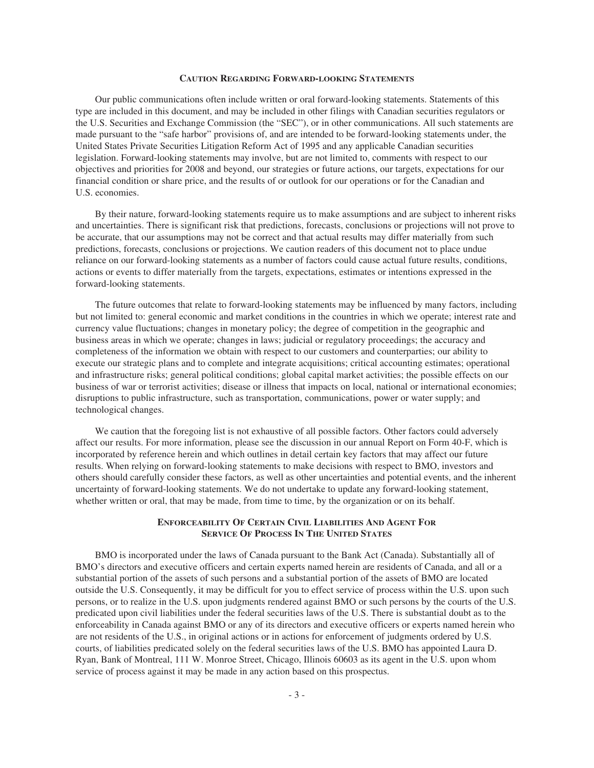## Caution Regarding Forward-looking Statements

Our public communications often include written or oral forward-looking statements. Statements of this type are included in this document, and may be included in other filings with Canadian securities regulators or the U.S. Securities and Exchange Commission (the "SEC"), or in other communications. All such statements are made pursuant to the "safe harbor" provisions of, and are intended to be forward-looking statements under, the United States Private Securities Litigation Reform Act of 1995 and any applicable Canadian securities legislation. Forward-looking statements may involve, but are not limited to, comments with respect to our objectives and priorities for 2008 and beyond, our strategies or future actions, our targets, expectations for our financial condition or share price, and the results of or outlook for our operations or for the Canadian and U.S. economies.

By their nature, forward-looking statements require us to make assumptions and are subject to inherent risks and uncertainties. There is significant risk that predictions, forecasts, conclusions or projections will not prove to be accurate, that our assumptions may not be correct and that actual results may differ materially from such predictions, forecasts, conclusions or projections. We caution readers of this document not to place undue reliance on our forward-looking statements as a number of factors could cause actual future results, conditions, actions or events to differ materially from the targets, expectations, estimates or intentions expressed in the forward-looking statements.

The future outcomes that relate to forward-looking statements may be influenced by many factors, including but not limited to: general economic and market conditions in the countries in which we operate; interest rate and currency value fluctuations; changes in monetary policy; the degree of competition in the geographic and business areas in which we operate; changes in laws; judicial or regulatory proceedings; the accuracy and completeness of the information we obtain with respect to our customers and counterparties; our ability to execute our strategic plans and to complete and integrate acquisitions; critical accounting estimates; operational and infrastructure risks; general political conditions; global capital market activities; the possible effects on our business of war or terrorist activities; disease or illness that impacts on local, national or international economies; disruptions to public infrastructure, such as transportation, communications, power or water supply; and technological changes.

We caution that the foregoing list is not exhaustive of all possible factors. Other factors could adversely affect our results. For more information, please see the discussion in our annual Report on Form 40-F, which is incorporated by reference herein and which outlines in detail certain key factors that may affect our future results. When relying on forward-looking statements to make decisions with respect to BMO, investors and others should carefully consider these factors, as well as other uncertainties and potential events, and the inherent uncertainty of forward-looking statements. We do not undertake to update any forward-looking statement, whether written or oral, that may be made, from time to time, by the organization or on its behalf.

## Enforceability Of Certain Civil Liabilities And Agent For Service Of Process In The United States

BMO is incorporated under the laws of Canada pursuant to the Bank Act (Canada). Substantially all of BMO's directors and executive officers and certain experts named herein are residents of Canada, and all or a substantial portion of the assets of such persons and a substantial portion of the assets of BMO are located outside the U.S. Consequently, it may be difficult for you to effect service of process within the U.S. upon such persons, or to realize in the U.S. upon judgments rendered against BMO or such persons by the courts of the U.S. predicated upon civil liabilities under the federal securities laws of the U.S. There is substantial doubt as to the enforceability in Canada against BMO or any of its directors and executive officers or experts named herein who are not residents of the U.S., in original actions or in actions for enforcement of judgments ordered by U.S. courts, of liabilities predicated solely on the federal securities laws of the U.S. BMO has appointed Laura D. Ryan, Bank of Montreal, 111 W. Monroe Street, Chicago, Illinois 60603 as its agent in the U.S. upon whom service of process against it may be made in any action based on this prospectus.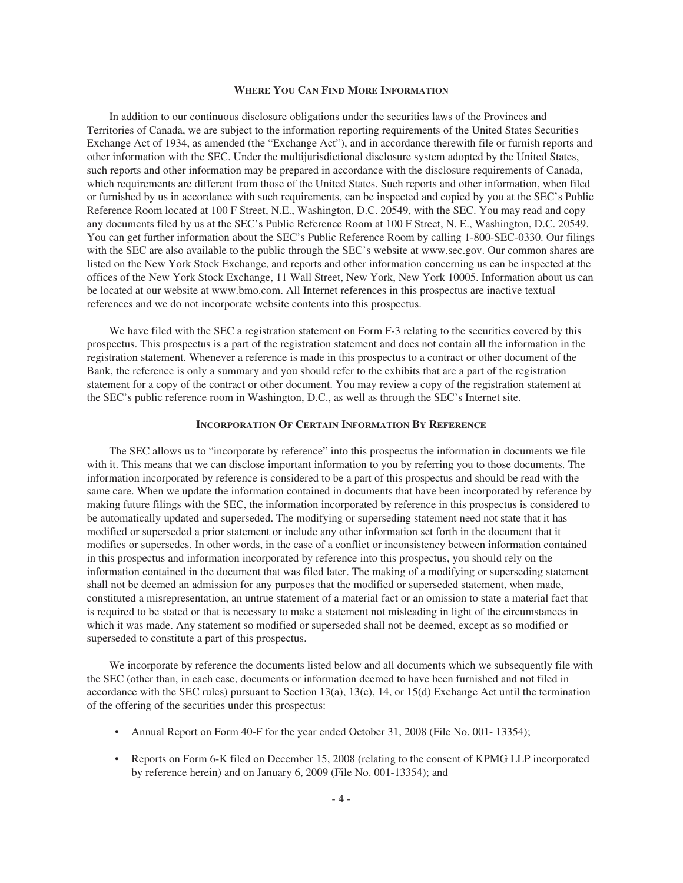## WHERE YOU CAN FIND MORE INFORMATION

In addition to our continuous disclosure obligations under the securities laws of the Provinces and Territories of Canada, we are subject to the information reporting requirements of the United States Securities Exchange Act of 1934, as amended (the "Exchange Act"), and in accordance therewith file or furnish reports and other information with the SEC. Under the multijurisdictional disclosure system adopted by the United States, such reports and other information may be prepared in accordance with the disclosure requirements of Canada, which requirements are different from those of the United States. Such reports and other information, when filed or furnished by us in accordance with such requirements, can be inspected and copied by you at the SEC's Public Reference Room located at 100 F Street, N.E., Washington, D.C. 20549, with the SEC. You may read and copy any documents filed by us at the SEC's Public Reference Room at 100 F Street, N. E., Washington, D.C. 20549. You can get further information about the SEC's Public Reference Room by calling 1-800-SEC-0330. Our filings with the SEC are also available to the public through the SEC's website at www.sec.gov. Our common shares are listed on the New York Stock Exchange, and reports and other information concerning us can be inspected at the offices of the New York Stock Exchange, 11 Wall Street, New York, New York 10005. Information about us can be located at our website at www.bmo.com. All Internet references in this prospectus are inactive textual references and we do not incorporate website contents into this prospectus.

We have filed with the SEC a registration statement on Form F-3 relating to the securities covered by this prospectus. This prospectus is a part of the registration statement and does not contain all the information in the registration statement. Whenever a reference is made in this prospectus to a contract or other document of the Bank, the reference is only a summary and you should refer to the exhibits that are a part of the registration statement for a copy of the contract or other document. You may review a copy of the registration statement at the SEC's public reference room in Washington, D.C., as well as through the SEC's Internet site.

## INCORPORATION OF CERTAIN INFORMATION BY REFERENCE

The SEC allows us to "incorporate by reference" into this prospectus the information in documents we file with it. This means that we can disclose important information to you by referring you to those documents. The information incorporated by reference is considered to be a part of this prospectus and should be read with the same care. When we update the information contained in documents that have been incorporated by reference by making future filings with the SEC, the information incorporated by reference in this prospectus is considered to be automatically updated and superseded. The modifying or superseding statement need not state that it has modified or superseded a prior statement or include any other information set forth in the document that it modifies or supersedes. In other words, in the case of a conflict or inconsistency between information contained in this prospectus and information incorporated by reference into this prospectus, you should rely on the information contained in the document that was filed later. The making of a modifying or superseding statement shall not be deemed an admission for any purposes that the modified or superseded statement, when made, constituted a misrepresentation, an untrue statement of a material fact or an omission to state a material fact that is required to be stated or that is necessary to make a statement not misleading in light of the circumstances in which it was made. Any statement so modified or superseded shall not be deemed, except as so modified or superseded to constitute a part of this prospectus.

We incorporate by reference the documents listed below and all documents which we subsequently file with the SEC (other than, in each case, documents or information deemed to have been furnished and not filed in accordance with the SEC rules) pursuant to Section 13(a), 13(c), 14, or 15(d) Exchange Act until the termination of the offering of the securities under this prospectus:

- Annual Report on Form 40-F for the year ended October 31, 2008 (File No. 001- 13354);
- Reports on Form 6-K filed on December 15, 2008 (relating to the consent of KPMG LLP incorporated by reference herein) and on January 6, 2009 (File No. 001-13354); and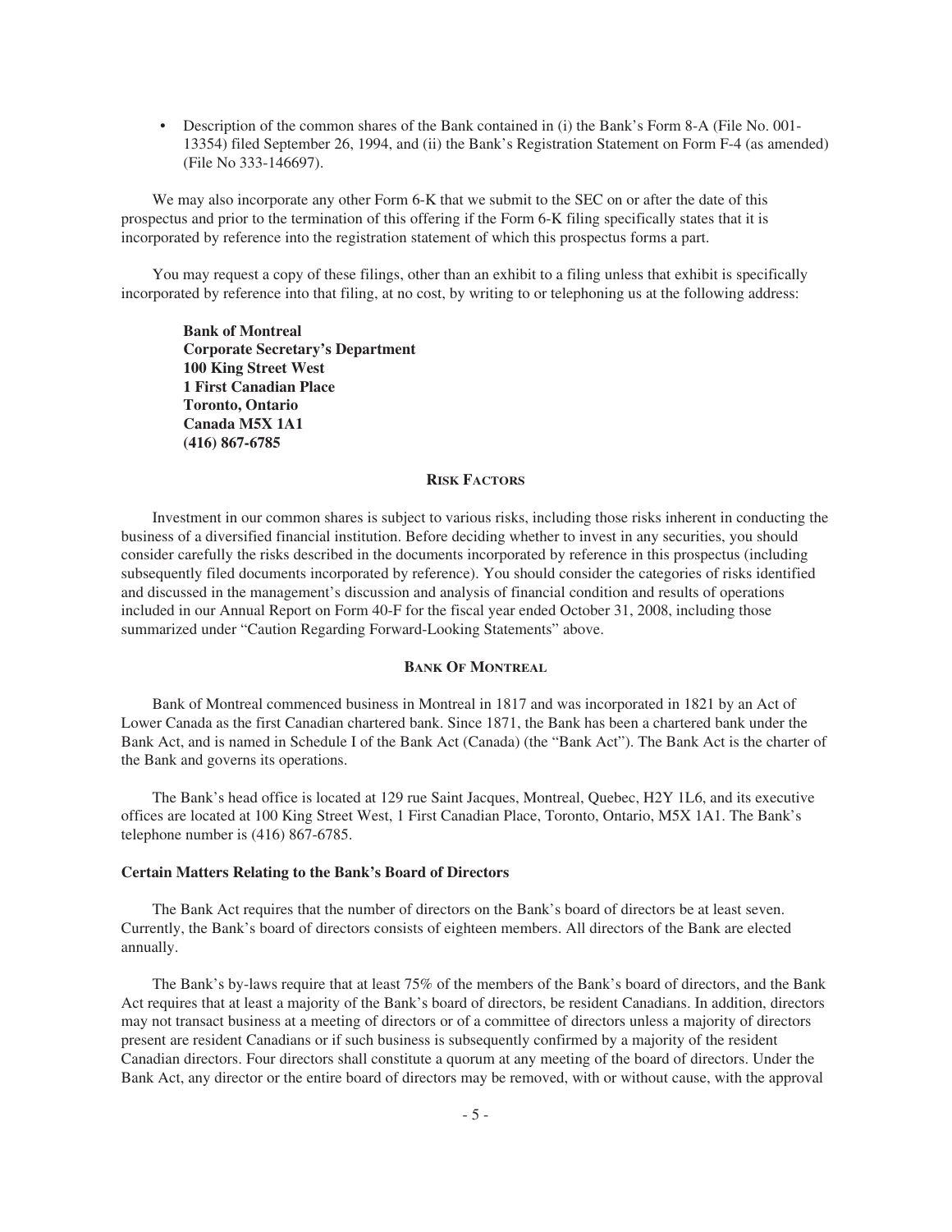- Description of the common shares of the Bank contained in (i) the Bank's Form 8-A (File No. 001-13354) filed September 26, 1994, and (ii) the Bank's Registration Statement on Form F-4 (as amended) (File No 333-146697).

We may also incorporate any other Form 6-K that we submit to the SEC on or after the date of this prospectus and prior to the termination of this offering if the Form 6-K filing specifically states that it is incorporated by reference into the registration statement of which this prospectus forms a part.

You may request a copy of these filings, other than an exhibit to a filing unless that exhibit is specifically incorporated by reference into that filing, at no cost, by writing to or telephoning us at the following address:

**Bank of Montreal**
**Corporate Secretary's Department**
**100 King Street West**
**1 First Canadian Place**
**Toronto, Ontario**
**Canada M5X 1A1**
**(416) 867-6785**

## RISK FACTORS

Investment in our common shares is subject to various risks, including those risks inherent in conducting the business of a diversified financial institution. Before deciding whether to invest in any securities, you should consider carefully the risks described in the documents incorporated by reference in this prospectus (including subsequently filed documents incorporated by reference). You should consider the categories of risks identified and discussed in the management's discussion and analysis of financial condition and results of operations included in our Annual Report on Form 40-F for the fiscal year ended October 31, 2008, including those summarized under "Caution Regarding Forward-Looking Statements" above.

## BANK OF MONTREAL

Bank of Montreal commenced business in Montreal in 1817 and was incorporated in 1821 by an Act of Lower Canada as the first Canadian chartered bank. Since 1871, the Bank has been a chartered bank under the Bank Act, and is named in Schedule I of the Bank Act (Canada) (the "Bank Act"). The Bank Act is the charter of the Bank and governs its operations.

The Bank's head office is located at 129 rue Saint Jacques, Montreal, Quebec, H2Y 1L6, and its executive offices are located at 100 King Street West, 1 First Canadian Place, Toronto, Ontario, M5X 1A1. The Bank's telephone number is (416) 867-6785.

### Certain Matters Relating to the Bank's Board of Directors

The Bank Act requires that the number of directors on the Bank's board of directors be at least seven. Currently, the Bank's board of directors consists of eighteen members. All directors of the Bank are elected annually.

The Bank's by-laws require that at least 75% of the members of the Bank's board of directors, and the Bank Act requires that at least a majority of the Bank's board of directors, be resident Canadians. In addition, directors may not transact business at a meeting of directors or of a committee of directors unless a majority of directors present are resident Canadians or if such business is subsequently confirmed by a majority of the resident Canadian directors. Four directors shall constitute a quorum at any meeting of the board of directors. Under the Bank Act, any director or the entire board of directors may be removed, with or without cause, with the approval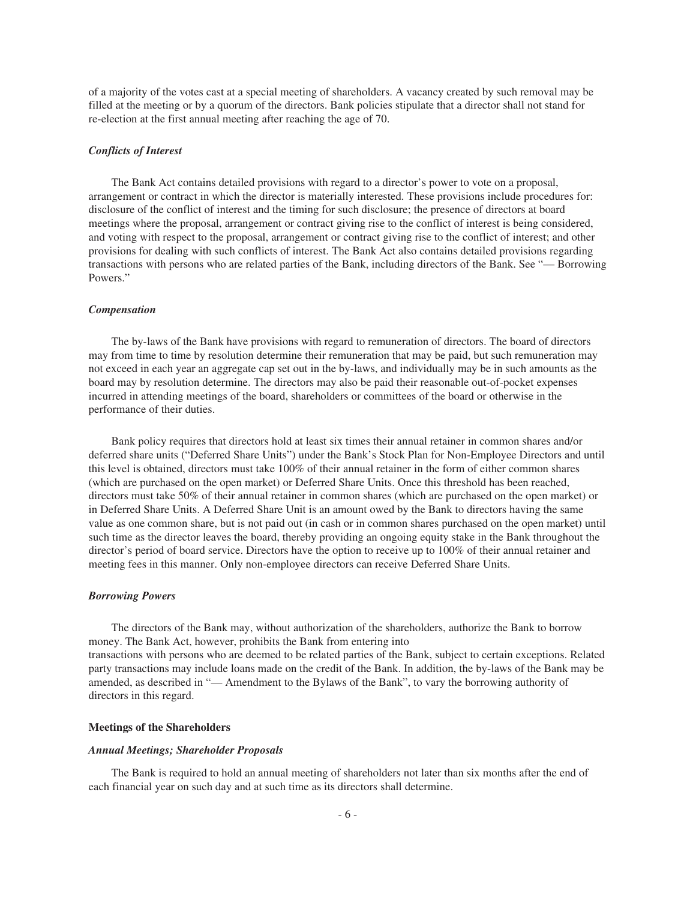of a majority of the votes cast at a special meeting of shareholders. A vacancy created by such removal may be filled at the meeting or by a quorum of the directors. Bank policies stipulate that a director shall not stand for re-election at the first annual meeting after reaching the age of 70.

#### *Conflicts of Interest*

The Bank Act contains detailed provisions with regard to a director's power to vote on a proposal, arrangement or contract in which the director is materially interested. These provisions include procedures for: disclosure of the conflict of interest and the timing for such disclosure; the presence of directors at board meetings where the proposal, arrangement or contract giving rise to the conflict of interest is being considered, and voting with respect to the proposal, arrangement or contract giving rise to the conflict of interest; and other provisions for dealing with such conflicts of interest. The Bank Act also contains detailed provisions regarding transactions with persons who are related parties of the Bank, including directors of the Bank. See "— Borrowing Powers."

#### *Compensation*

The by-laws of the Bank have provisions with regard to remuneration of directors. The board of directors may from time to time by resolution determine their remuneration that may be paid, but such remuneration may not exceed in each year an aggregate cap set out in the by-laws, and individually may be in such amounts as the board may by resolution determine. The directors may also be paid their reasonable out-of-pocket expenses incurred in attending meetings of the board, shareholders or committees of the board or otherwise in the performance of their duties.

Bank policy requires that directors hold at least six times their annual retainer in common shares and/or deferred share units ("Deferred Share Units") under the Bank's Stock Plan for Non-Employee Directors and until this level is obtained, directors must take 100% of their annual retainer in the form of either common shares (which are purchased on the open market) or Deferred Share Units. Once this threshold has been reached, directors must take 50% of their annual retainer in common shares (which are purchased on the open market) or in Deferred Share Units. A Deferred Share Unit is an amount owed by the Bank to directors having the same value as one common share, but is not paid out (in cash or in common shares purchased on the open market) until such time as the director leaves the board, thereby providing an ongoing equity stake in the Bank throughout the director's period of board service. Directors have the option to receive up to 100% of their annual retainer and meeting fees in this manner. Only non-employee directors can receive Deferred Share Units.

#### *Borrowing Powers*

The directors of the Bank may, without authorization of the shareholders, authorize the Bank to borrow money. The Bank Act, however, prohibits the Bank from entering into transactions with persons who are deemed to be related parties of the Bank, subject to certain exceptions. Related party transactions may include loans made on the credit of the Bank. In addition, the by-laws of the Bank may be amended, as described in "— Amendment to the Bylaws of the Bank", to vary the borrowing authority of directors in this regard.

### **Meetings of the Shareholders**

#### ***Annual Meetings; Shareholder Proposals***

The Bank is required to hold an annual meeting of shareholders not later than six months after the end of each financial year on such day and at such time as its directors shall determine.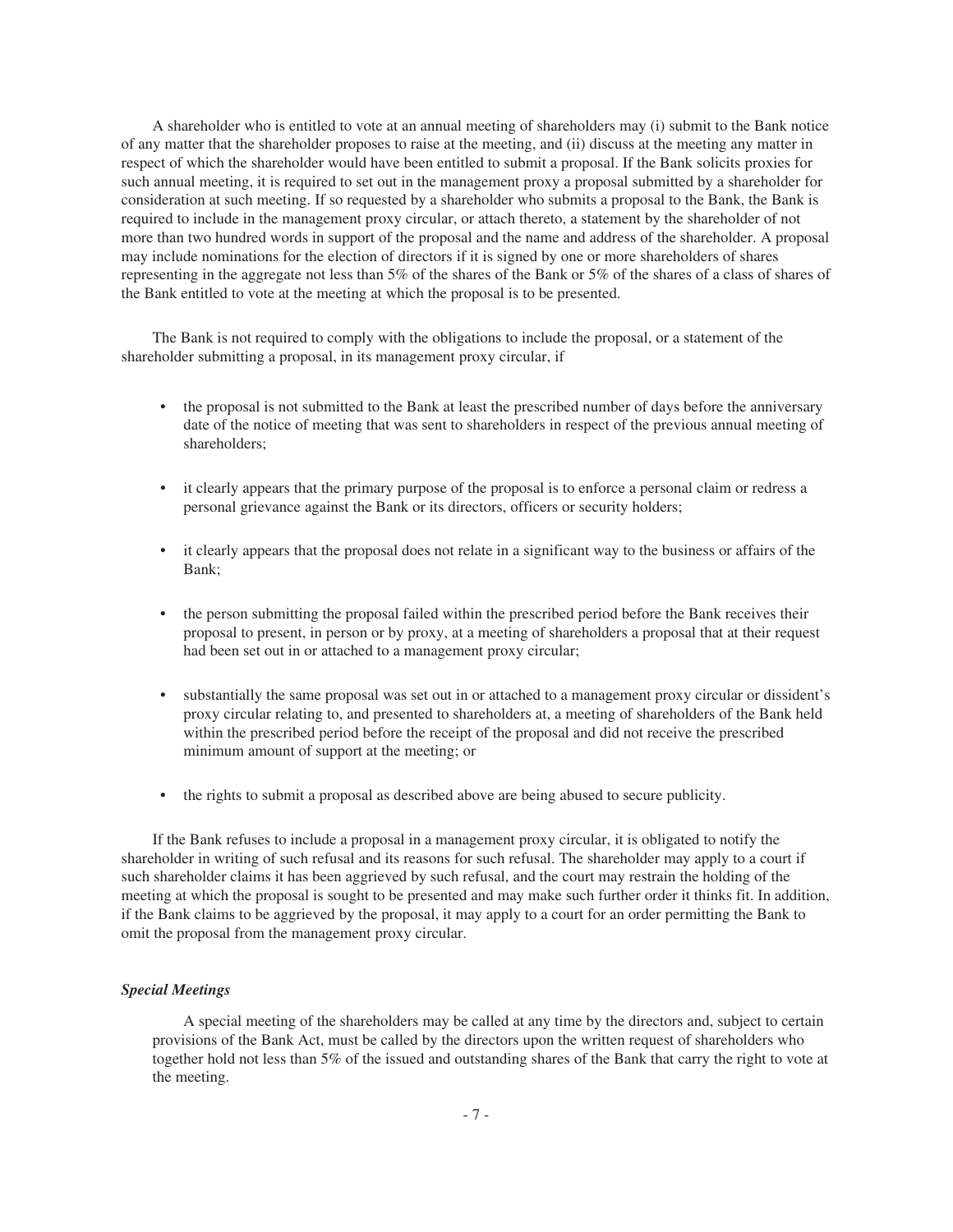A shareholder who is entitled to vote at an annual meeting of shareholders may (i) submit to the Bank notice of any matter that the shareholder proposes to raise at the meeting, and (ii) discuss at the meeting any matter in respect of which the shareholder would have been entitled to submit a proposal. If the Bank solicits proxies for such annual meeting, it is required to set out in the management proxy a proposal submitted by a shareholder for consideration at such meeting. If so requested by a shareholder who submits a proposal to the Bank, the Bank is required to include in the management proxy circular, or attach thereto, a statement by the shareholder of not more than two hundred words in support of the proposal and the name and address of the shareholder. A proposal may include nominations for the election of directors if it is signed by one or more shareholders of shares representing in the aggregate not less than 5% of the shares of the Bank or 5% of the shares of a class of shares of the Bank entitled to vote at the meeting at which the proposal is to be presented.

The Bank is not required to comply with the obligations to include the proposal, or a statement of the shareholder submitting a proposal, in its management proxy circular, if

- the proposal is not submitted to the Bank at least the prescribed number of days before the anniversary date of the notice of meeting that was sent to shareholders in respect of the previous annual meeting of shareholders;
- it clearly appears that the primary purpose of the proposal is to enforce a personal claim or redress a personal grievance against the Bank or its directors, officers or security holders;
- it clearly appears that the proposal does not relate in a significant way to the business or affairs of the Bank;
- the person submitting the proposal failed within the prescribed period before the Bank receives their proposal to present, in person or by proxy, at a meeting of shareholders a proposal that at their request had been set out in or attached to a management proxy circular;
- substantially the same proposal was set out in or attached to a management proxy circular or dissident's proxy circular relating to, and presented to shareholders at, a meeting of shareholders of the Bank held within the prescribed period before the receipt of the proposal and did not receive the prescribed minimum amount of support at the meeting; or
- the rights to submit a proposal as described above are being abused to secure publicity.

If the Bank refuses to include a proposal in a management proxy circular, it is obligated to notify the shareholder in writing of such refusal and its reasons for such refusal. The shareholder may apply to a court if such shareholder claims it has been aggrieved by such refusal, and the court may restrain the holding of the meeting at which the proposal is sought to be presented and may make such further order it thinks fit. In addition, if the Bank claims to be aggrieved by the proposal, it may apply to a court for an order permitting the Bank to omit the proposal from the management proxy circular.

***Special Meetings***

A special meeting of the shareholders may be called at any time by the directors and, subject to certain provisions of the Bank Act, must be called by the directors upon the written request of shareholders who together hold not less than 5% of the issued and outstanding shares of the Bank that carry the right to vote at the meeting.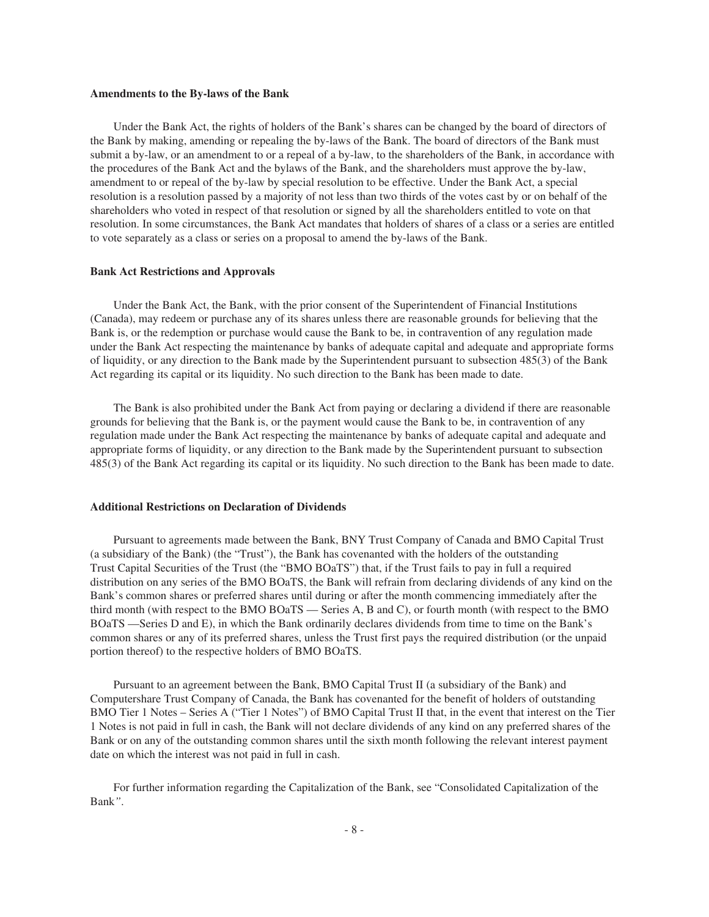**Amendments to the By-laws of the Bank**

Under the Bank Act, the rights of holders of the Bank's shares can be changed by the board of directors of the Bank by making, amending or repealing the by-laws of the Bank. The board of directors of the Bank must submit a by-law, or an amendment to or a repeal of a by-law, to the shareholders of the Bank, in accordance with the procedures of the Bank Act and the bylaws of the Bank, and the shareholders must approve the by-law, amendment to or repeal of the by-law by special resolution to be effective. Under the Bank Act, a special resolution is a resolution passed by a majority of not less than two thirds of the votes cast by or on behalf of the shareholders who voted in respect of that resolution or signed by all the shareholders entitled to vote on that resolution. In some circumstances, the Bank Act mandates that holders of shares of a class or a series are entitled to vote separately as a class or series on a proposal to amend the by-laws of the Bank.

**Bank Act Restrictions and Approvals**

Under the Bank Act, the Bank, with the prior consent of the Superintendent of Financial Institutions (Canada), may redeem or purchase any of its shares unless there are reasonable grounds for believing that the Bank is, or the redemption or purchase would cause the Bank to be, in contravention of any regulation made under the Bank Act respecting the maintenance by banks of adequate capital and adequate and appropriate forms of liquidity, or any direction to the Bank made by the Superintendent pursuant to subsection 485(3) of the Bank Act regarding its capital or its liquidity. No such direction to the Bank has been made to date.

The Bank is also prohibited under the Bank Act from paying or declaring a dividend if there are reasonable grounds for believing that the Bank is, or the payment would cause the Bank to be, in contravention of any regulation made under the Bank Act respecting the maintenance by banks of adequate capital and adequate and appropriate forms of liquidity, or any direction to the Bank made by the Superintendent pursuant to subsection 485(3) of the Bank Act regarding its capital or its liquidity. No such direction to the Bank has been made to date.

**Additional Restrictions on Declaration of Dividends**

Pursuant to agreements made between the Bank, BNY Trust Company of Canada and BMO Capital Trust (a subsidiary of the Bank) (the "Trust"), the Bank has covenanted with the holders of the outstanding Trust Capital Securities of the Trust (the "BMO BOaTS") that, if the Trust fails to pay in full a required distribution on any series of the BMO BOaTS, the Bank will refrain from declaring dividends of any kind on the Bank's common shares or preferred shares until during or after the month commencing immediately after the third month (with respect to the BMO BOaTS — Series A, B and C), or fourth month (with respect to the BMO BOaTS —Series D and E), in which the Bank ordinarily declares dividends from time to time on the Bank's common shares or any of its preferred shares, unless the Trust first pays the required distribution (or the unpaid portion thereof) to the respective holders of BMO BOaTS.

Pursuant to an agreement between the Bank, BMO Capital Trust II (a subsidiary of the Bank) and Computershare Trust Company of Canada, the Bank has covenanted for the benefit of holders of outstanding BMO Tier 1 Notes – Series A ("Tier 1 Notes") of BMO Capital Trust II that, in the event that interest on the Tier 1 Notes is not paid in full in cash, the Bank will not declare dividends of any kind on any preferred shares of the Bank or on any of the outstanding common shares until the sixth month following the relevant interest payment date on which the interest was not paid in full in cash.

For further information regarding the Capitalization of the Bank, see "Consolidated Capitalization of the Bank".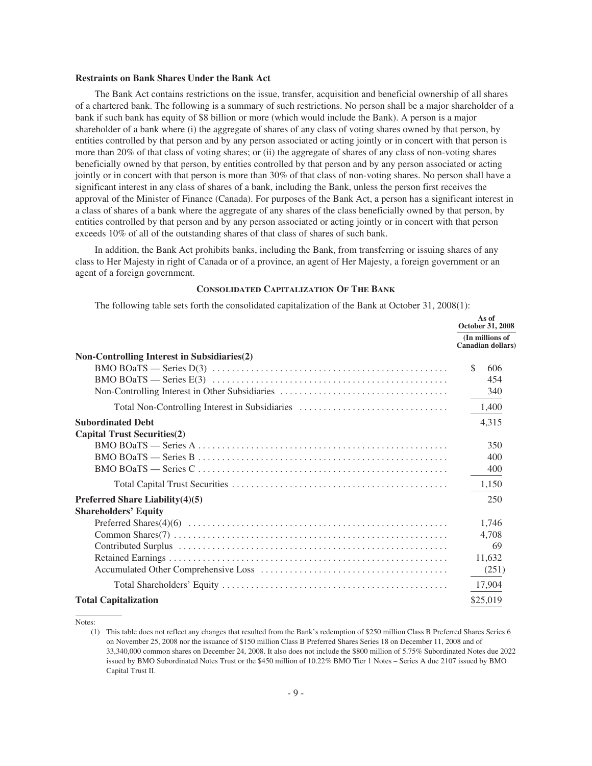### Restraints on Bank Shares Under the Bank Act

The Bank Act contains restrictions on the issue, transfer, acquisition and beneficial ownership of all shares of a chartered bank. The following is a summary of such restrictions. No person shall be a major shareholder of a bank if such bank has equity of $8 billion or more (which would include the Bank). A person is a major shareholder of a bank where (i) the aggregate of shares of any class of voting shares owned by that person, by entities controlled by that person and by any person associated or acting jointly or in concert with that person is more than 20% of that class of voting shares; or (ii) the aggregate of shares of any class of non-voting shares beneficially owned by that person, by entities controlled by that person and by any person associated or acting jointly or in concert with that person is more than 30% of that class of non-voting shares. No person shall have a significant interest in any class of shares of a bank, including the Bank, unless the person first receives the approval of the Minister of Finance (Canada). For purposes of the Bank Act, a person has a significant interest in a class of shares of a bank where the aggregate of any shares of the class beneficially owned by that person, by entities controlled by that person and by any person associated or acting jointly or in concert with that person exceeds 10% of all of the outstanding shares of that class of shares of such bank.

In addition, the Bank Act prohibits banks, including the Bank, from transferring or issuing shares of any class to Her Majesty in right of Canada or of a province, an agent of Her Majesty, a foreign government or an agent of a foreign government.

## CONSOLIDATED CAPITALIZATION OF THE BANK

The following table sets forth the consolidated capitalization of the Bank at October 31, 2008(1):

| | As of October 31, 2008 |
|---|---|
| | (In millions of Canadian dollars) |
| **Non-Controlling Interest in Subsidiaries(2)** | |
| BMO BOaTS — Series D(3) | $ 606 |
| BMO BOaTS — Series E(3) | 454 |
| Non-Controlling Interest in Other Subsidiaries | 340 |
| Total Non-Controlling Interest in Subsidiaries | 1,400 |
| **Subordinated Debt** | 4,315 |
| **Capital Trust Securities(2)** | |
| BMO BOaTS — Series A | 350 |
| BMO BOaTS — Series B | 400 |
| BMO BOaTS — Series C | 400 |
| Total Capital Trust Securities | 1,150 |
| **Preferred Share Liability(4)(5)** | 250 |
| **Shareholders' Equity** | |
| Preferred Shares(4)(6) | 1,746 |
| Common Shares(7) | 4,708 |
| Contributed Surplus | 69 |
| Retained Earnings | 11,632 |
| Accumulated Other Comprehensive Loss | (251) |
| Total Shareholders' Equity | 17,904 |
| **Total Capitalization** | $25,019 |

Notes:

(1) This table does not reflect any changes that resulted from the Bank's redemption of $250 million Class B Preferred Shares Series 6 on November 25, 2008 nor the issuance of $150 million Class B Preferred Shares Series 18 on December 11, 2008 and of 33,340,000 common shares on December 24, 2008. It also does not include the $800 million of 5.75% Subordinated Notes due 2022 issued by BMO Subordinated Notes Trust or the $450 million of 10.22% BMO Tier 1 Notes – Series A due 2107 issued by BMO Capital Trust II.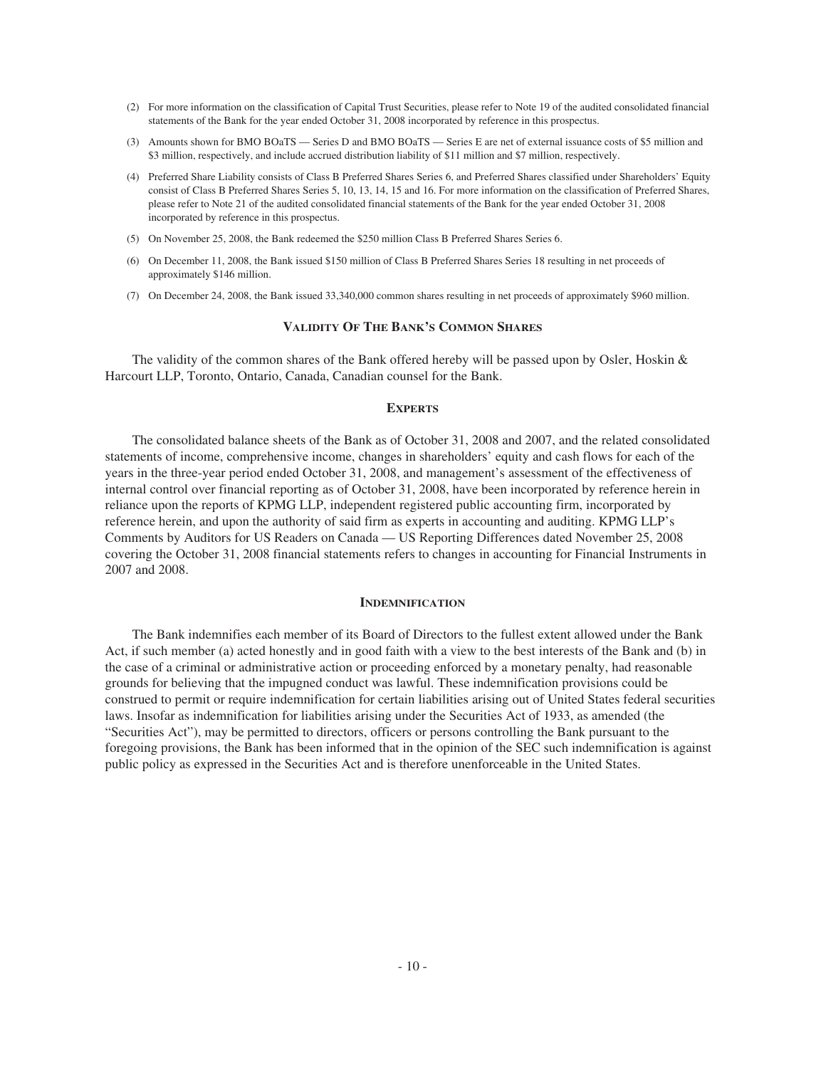(2) For more information on the classification of Capital Trust Securities, please refer to Note 19 of the audited consolidated financial statements of the Bank for the year ended October 31, 2008 incorporated by reference in this prospectus.

(3) Amounts shown for BMO BOaTS — Series D and BMO BOaTS — Series E are net of external issuance costs of $5 million and $3 million, respectively, and include accrued distribution liability of $11 million and $7 million, respectively.

(4) Preferred Share Liability consists of Class B Preferred Shares Series 6, and Preferred Shares classified under Shareholders' Equity consist of Class B Preferred Shares Series 5, 10, 13, 14, 15 and 16. For more information on the classification of Preferred Shares, please refer to Note 21 of the audited consolidated financial statements of the Bank for the year ended October 31, 2008 incorporated by reference in this prospectus.

(5) On November 25, 2008, the Bank redeemed the $250 million Class B Preferred Shares Series 6.

(6) On December 11, 2008, the Bank issued $150 million of Class B Preferred Shares Series 18 resulting in net proceeds of approximately $146 million.

(7) On December 24, 2008, the Bank issued 33,340,000 common shares resulting in net proceeds of approximately $960 million.

## Validity Of The Bank's Common Shares

The validity of the common shares of the Bank offered hereby will be passed upon by Osler, Hoskin & Harcourt LLP, Toronto, Ontario, Canada, Canadian counsel for the Bank.

## Experts

The consolidated balance sheets of the Bank as of October 31, 2008 and 2007, and the related consolidated statements of income, comprehensive income, changes in shareholders' equity and cash flows for each of the years in the three-year period ended October 31, 2008, and management's assessment of the effectiveness of internal control over financial reporting as of October 31, 2008, have been incorporated by reference herein in reliance upon the reports of KPMG LLP, independent registered public accounting firm, incorporated by reference herein, and upon the authority of said firm as experts in accounting and auditing. KPMG LLP's Comments by Auditors for US Readers on Canada — US Reporting Differences dated November 25, 2008 covering the October 31, 2008 financial statements refers to changes in accounting for Financial Instruments in 2007 and 2008.

## Indemnification

The Bank indemnifies each member of its Board of Directors to the fullest extent allowed under the Bank Act, if such member (a) acted honestly and in good faith with a view to the best interests of the Bank and (b) in the case of a criminal or administrative action or proceeding enforced by a monetary penalty, had reasonable grounds for believing that the impugned conduct was lawful. These indemnification provisions could be construed to permit or require indemnification for certain liabilities arising out of United States federal securities laws. Insofar as indemnification for liabilities arising under the Securities Act of 1933, as amended (the "Securities Act"), may be permitted to directors, officers or persons controlling the Bank pursuant to the foregoing provisions, the Bank has been informed that in the opinion of the SEC such indemnification is against public policy as expressed in the Securities Act and is therefore unenforceable in the United States.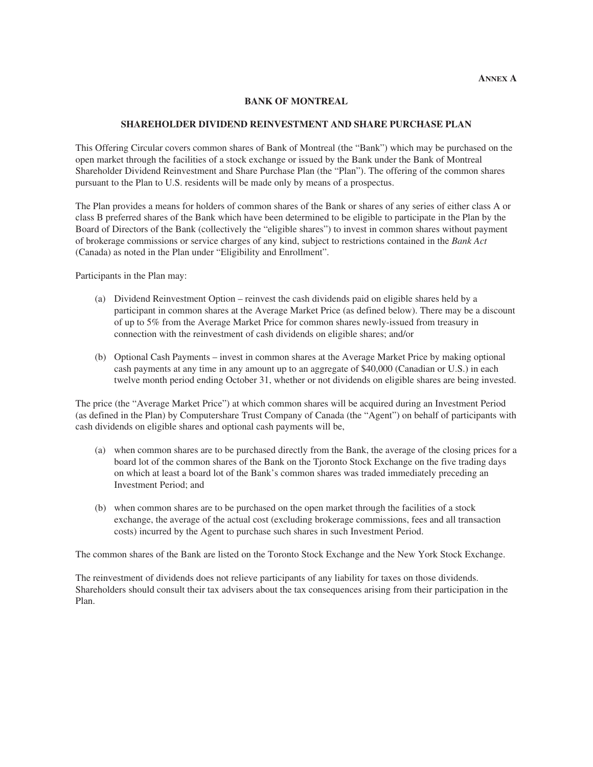**ANNEX A**

# BANK OF MONTREAL

## SHAREHOLDER DIVIDEND REINVESTMENT AND SHARE PURCHASE PLAN

This Offering Circular covers common shares of Bank of Montreal (the "Bank") which may be purchased on the open market through the facilities of a stock exchange or issued by the Bank under the Bank of Montreal Shareholder Dividend Reinvestment and Share Purchase Plan (the "Plan"). The offering of the common shares pursuant to the Plan to U.S. residents will be made only by means of a prospectus.

The Plan provides a means for holders of common shares of the Bank or shares of any series of either class A or class B preferred shares of the Bank which have been determined to be eligible to participate in the Plan by the Board of Directors of the Bank (collectively the "eligible shares") to invest in common shares without payment of brokerage commissions or service charges of any kind, subject to restrictions contained in the *Bank Act* (Canada) as noted in the Plan under "Eligibility and Enrollment".

Participants in the Plan may:

(a) Dividend Reinvestment Option – reinvest the cash dividends paid on eligible shares held by a participant in common shares at the Average Market Price (as defined below). There may be a discount of up to 5% from the Average Market Price for common shares newly-issued from treasury in connection with the reinvestment of cash dividends on eligible shares; and/or

(b) Optional Cash Payments – invest in common shares at the Average Market Price by making optional cash payments at any time in any amount up to an aggregate of $40,000 (Canadian or U.S.) in each twelve month period ending October 31, whether or not dividends on eligible shares are being invested.

The price (the "Average Market Price") at which common shares will be acquired during an Investment Period (as defined in the Plan) by Computershare Trust Company of Canada (the "Agent") on behalf of participants with cash dividends on eligible shares and optional cash payments will be,

(a) when common shares are to be purchased directly from the Bank, the average of the closing prices for a board lot of the common shares of the Bank on the Tjoronto Stock Exchange on the five trading days on which at least a board lot of the Bank's common shares was traded immediately preceding an Investment Period; and

(b) when common shares are to be purchased on the open market through the facilities of a stock exchange, the average of the actual cost (excluding brokerage commissions, fees and all transaction costs) incurred by the Agent to purchase such shares in such Investment Period.

The common shares of the Bank are listed on the Toronto Stock Exchange and the New York Stock Exchange.

The reinvestment of dividends does not relieve participants of any liability for taxes on those dividends. Shareholders should consult their tax advisers about the tax consequences arising from their participation in the Plan.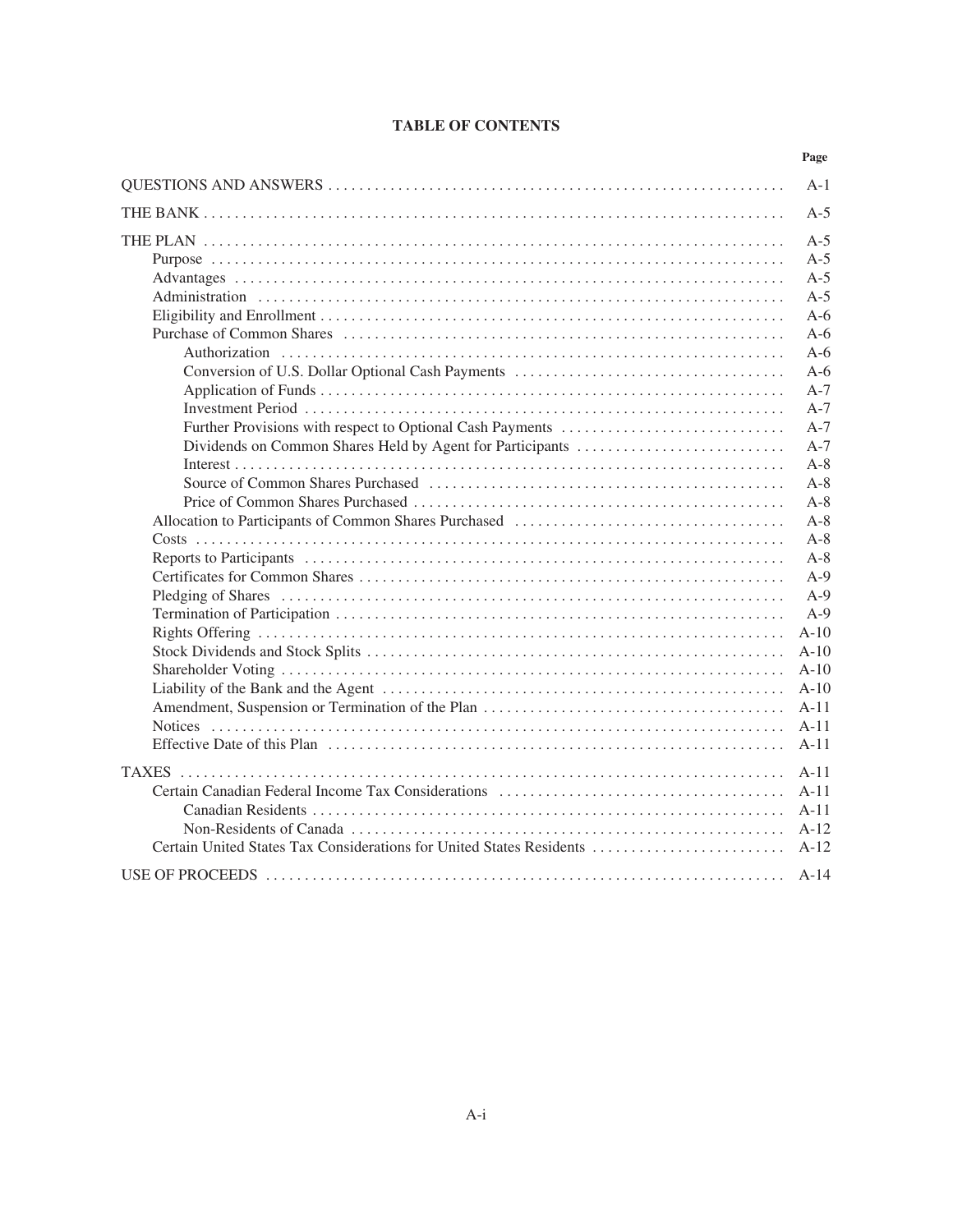## TABLE OF CONTENTS

| | Page |
|---|---|
| QUESTIONS AND ANSWERS | A-1 |
| THE BANK | A-5 |
| THE PLAN | A-5 |
| Purpose | A-5 |
| Advantages | A-5 |
| Administration | A-5 |
| Eligibility and Enrollment | A-6 |
| Purchase of Common Shares | A-6 |
| Authorization | A-6 |
| Conversion of U.S. Dollar Optional Cash Payments | A-6 |
| Application of Funds | A-7 |
| Investment Period | A-7 |
| Further Provisions with respect to Optional Cash Payments | A-7 |
| Dividends on Common Shares Held by Agent for Participants | A-7 |
| Interest | A-8 |
| Source of Common Shares Purchased | A-8 |
| Price of Common Shares Purchased | A-8 |
| Allocation to Participants of Common Shares Purchased | A-8 |
| Costs | A-8 |
| Reports to Participants | A-8 |
| Certificates for Common Shares | A-9 |
| Pledging of Shares | A-9 |
| Termination of Participation | A-9 |
| Rights Offering | A-10 |
| Stock Dividends and Stock Splits | A-10 |
| Shareholder Voting | A-10 |
| Liability of the Bank and the Agent | A-10 |
| Amendment, Suspension or Termination of the Plan | A-11 |
| Notices | A-11 |
| Effective Date of this Plan | A-11 |
| TAXES | A-11 |
| Certain Canadian Federal Income Tax Considerations | A-11 |
| Canadian Residents | A-11 |
| Non-Residents of Canada | A-12 |
| Certain United States Tax Considerations for United States Residents | A-12 |
| USE OF PROCEEDS | A-14 |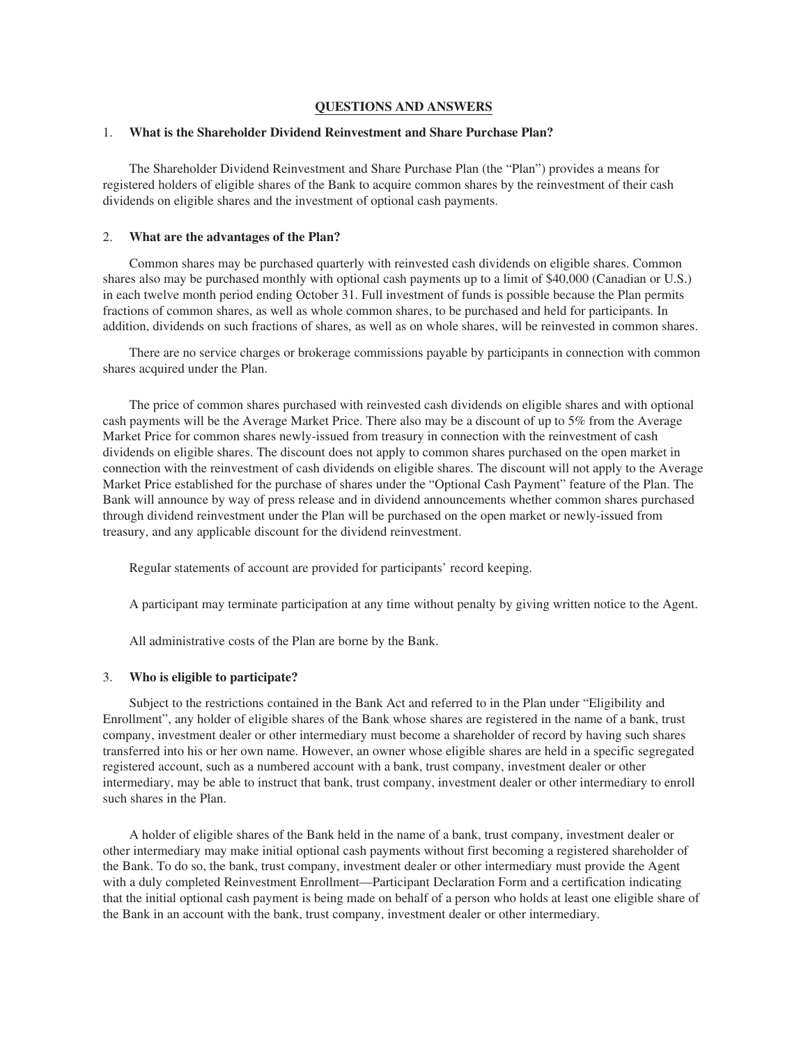## QUESTIONS AND ANSWERS

1. **What is the Shareholder Dividend Reinvestment and Share Purchase Plan?**

The Shareholder Dividend Reinvestment and Share Purchase Plan (the "Plan") provides a means for registered holders of eligible shares of the Bank to acquire common shares by the reinvestment of their cash dividends on eligible shares and the investment of optional cash payments.

2. **What are the advantages of the Plan?**

Common shares may be purchased quarterly with reinvested cash dividends on eligible shares. Common shares also may be purchased monthly with optional cash payments up to a limit of $40,000 (Canadian or U.S.) in each twelve month period ending October 31. Full investment of funds is possible because the Plan permits fractions of common shares, as well as whole common shares, to be purchased and held for participants. In addition, dividends on such fractions of shares, as well as on whole shares, will be reinvested in common shares.

There are no service charges or brokerage commissions payable by participants in connection with common shares acquired under the Plan.

The price of common shares purchased with reinvested cash dividends on eligible shares and with optional cash payments will be the Average Market Price. There also may be a discount of up to 5% from the Average Market Price for common shares newly-issued from treasury in connection with the reinvestment of cash dividends on eligible shares. The discount does not apply to common shares purchased on the open market in connection with the reinvestment of cash dividends on eligible shares. The discount will not apply to the Average Market Price established for the purchase of shares under the "Optional Cash Payment" feature of the Plan. The Bank will announce by way of press release and in dividend announcements whether common shares purchased through dividend reinvestment under the Plan will be purchased on the open market or newly-issued from treasury, and any applicable discount for the dividend reinvestment.

Regular statements of account are provided for participants' record keeping.

A participant may terminate participation at any time without penalty by giving written notice to the Agent.

All administrative costs of the Plan are borne by the Bank.

3. **Who is eligible to participate?**

Subject to the restrictions contained in the Bank Act and referred to in the Plan under "Eligibility and Enrollment", any holder of eligible shares of the Bank whose shares are registered in the name of a bank, trust company, investment dealer or other intermediary must become a shareholder of record by having such shares transferred into his or her own name. However, an owner whose eligible shares are held in a specific segregated registered account, such as a numbered account with a bank, trust company, investment dealer or other intermediary, may be able to instruct that bank, trust company, investment dealer or other intermediary to enroll such shares in the Plan.

A holder of eligible shares of the Bank held in the name of a bank, trust company, investment dealer or other intermediary may make initial optional cash payments without first becoming a registered shareholder of the Bank. To do so, the bank, trust company, investment dealer or other intermediary must provide the Agent with a duly completed Reinvestment Enrollment—Participant Declaration Form and a certification indicating that the initial optional cash payment is being made on behalf of a person who holds at least one eligible share of the Bank in an account with the bank, trust company, investment dealer or other intermediary.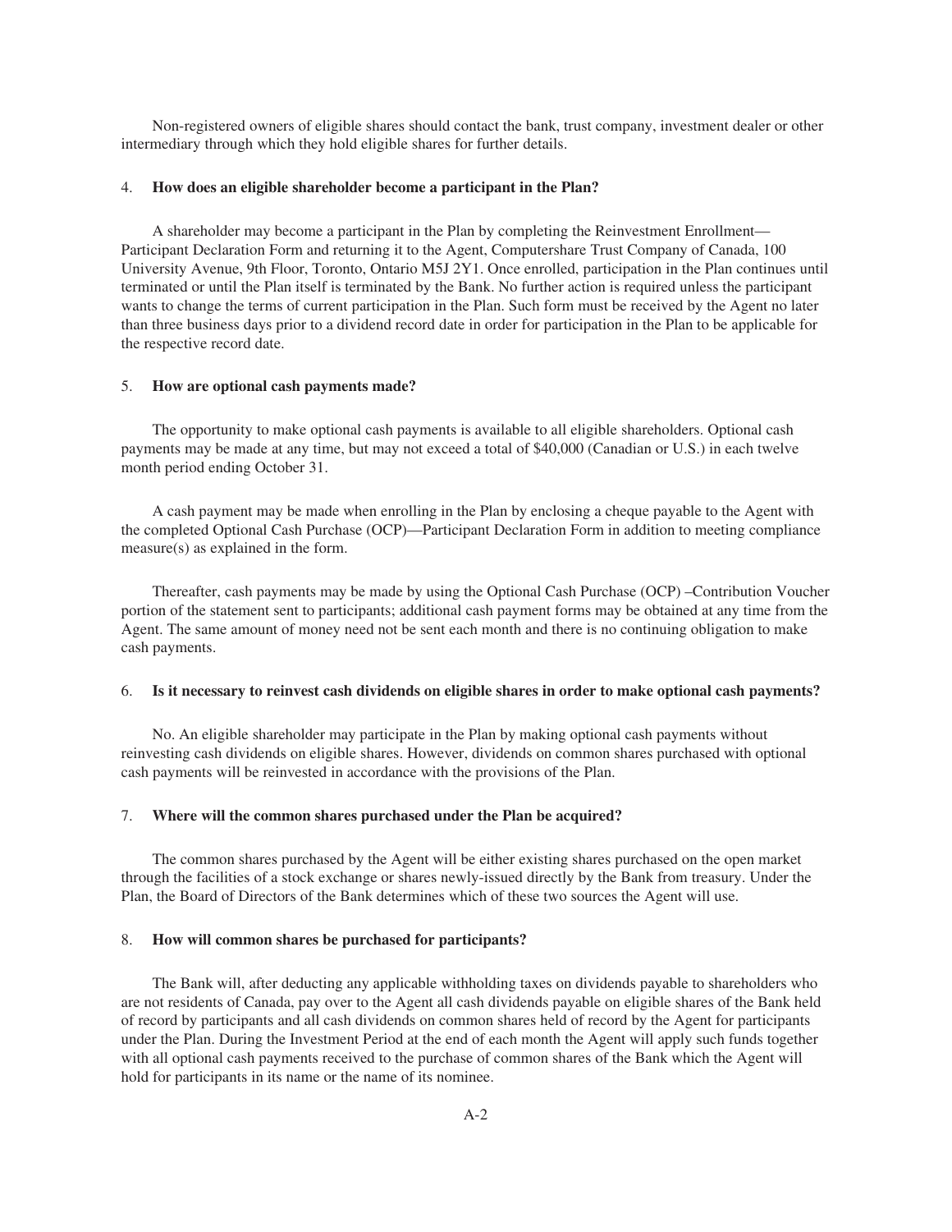Non-registered owners of eligible shares should contact the bank, trust company, investment dealer or other intermediary through which they hold eligible shares for further details.

4. **How does an eligible shareholder become a participant in the Plan?**

A shareholder may become a participant in the Plan by completing the Reinvestment Enrollment—Participant Declaration Form and returning it to the Agent, Computershare Trust Company of Canada, 100 University Avenue, 9th Floor, Toronto, Ontario M5J 2Y1. Once enrolled, participation in the Plan continues until terminated or until the Plan itself is terminated by the Bank. No further action is required unless the participant wants to change the terms of current participation in the Plan. Such form must be received by the Agent no later than three business days prior to a dividend record date in order for participation in the Plan to be applicable for the respective record date.

5. **How are optional cash payments made?**

The opportunity to make optional cash payments is available to all eligible shareholders. Optional cash payments may be made at any time, but may not exceed a total of $40,000 (Canadian or U.S.) in each twelve month period ending October 31.

A cash payment may be made when enrolling in the Plan by enclosing a cheque payable to the Agent with the completed Optional Cash Purchase (OCP)—Participant Declaration Form in addition to meeting compliance measure(s) as explained in the form.

Thereafter, cash payments may be made by using the Optional Cash Purchase (OCP) –Contribution Voucher portion of the statement sent to participants; additional cash payment forms may be obtained at any time from the Agent. The same amount of money need not be sent each month and there is no continuing obligation to make cash payments.

6. **Is it necessary to reinvest cash dividends on eligible shares in order to make optional cash payments?**

No. An eligible shareholder may participate in the Plan by making optional cash payments without reinvesting cash dividends on eligible shares. However, dividends on common shares purchased with optional cash payments will be reinvested in accordance with the provisions of the Plan.

7. **Where will the common shares purchased under the Plan be acquired?**

The common shares purchased by the Agent will be either existing shares purchased on the open market through the facilities of a stock exchange or shares newly-issued directly by the Bank from treasury. Under the Plan, the Board of Directors of the Bank determines which of these two sources the Agent will use.

8. **How will common shares be purchased for participants?**

The Bank will, after deducting any applicable withholding taxes on dividends payable to shareholders who are not residents of Canada, pay over to the Agent all cash dividends payable on eligible shares of the Bank held of record by participants and all cash dividends on common shares held of record by the Agent for participants under the Plan. During the Investment Period at the end of each month the Agent will apply such funds together with all optional cash payments received to the purchase of common shares of the Bank which the Agent will hold for participants in its name or the name of its nominee.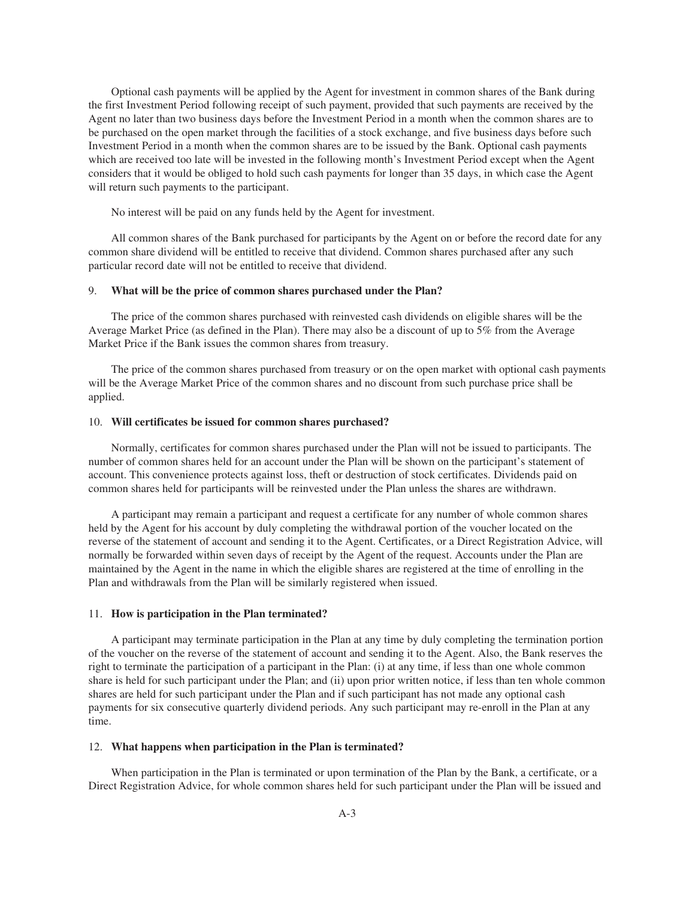Optional cash payments will be applied by the Agent for investment in common shares of the Bank during the first Investment Period following receipt of such payment, provided that such payments are received by the Agent no later than two business days before the Investment Period in a month when the common shares are to be purchased on the open market through the facilities of a stock exchange, and five business days before such Investment Period in a month when the common shares are to be issued by the Bank. Optional cash payments which are received too late will be invested in the following month's Investment Period except when the Agent considers that it would be obliged to hold such cash payments for longer than 35 days, in which case the Agent will return such payments to the participant.

No interest will be paid on any funds held by the Agent for investment.

All common shares of the Bank purchased for participants by the Agent on or before the record date for any common share dividend will be entitled to receive that dividend. Common shares purchased after any such particular record date will not be entitled to receive that dividend.

### 9. **What will be the price of common shares purchased under the Plan?**

The price of the common shares purchased with reinvested cash dividends on eligible shares will be the Average Market Price (as defined in the Plan). There may also be a discount of up to 5% from the Average Market Price if the Bank issues the common shares from treasury.

The price of the common shares purchased from treasury or on the open market with optional cash payments will be the Average Market Price of the common shares and no discount from such purchase price shall be applied.

### 10. **Will certificates be issued for common shares purchased?**

Normally, certificates for common shares purchased under the Plan will not be issued to participants. The number of common shares held for an account under the Plan will be shown on the participant's statement of account. This convenience protects against loss, theft or destruction of stock certificates. Dividends paid on common shares held for participants will be reinvested under the Plan unless the shares are withdrawn.

A participant may remain a participant and request a certificate for any number of whole common shares held by the Agent for his account by duly completing the withdrawal portion of the voucher located on the reverse of the statement of account and sending it to the Agent. Certificates, or a Direct Registration Advice, will normally be forwarded within seven days of receipt by the Agent of the request. Accounts under the Plan are maintained by the Agent in the name in which the eligible shares are registered at the time of enrolling in the Plan and withdrawals from the Plan will be similarly registered when issued.

### 11. **How is participation in the Plan terminated?**

A participant may terminate participation in the Plan at any time by duly completing the termination portion of the voucher on the reverse of the statement of account and sending it to the Agent. Also, the Bank reserves the right to terminate the participation of a participant in the Plan: (i) at any time, if less than one whole common share is held for such participant under the Plan; and (ii) upon prior written notice, if less than ten whole common shares are held for such participant under the Plan and if such participant has not made any optional cash payments for six consecutive quarterly dividend periods. Any such participant may re-enroll in the Plan at any time.

### 12. **What happens when participation in the Plan is terminated?**

When participation in the Plan is terminated or upon termination of the Plan by the Bank, a certificate, or a Direct Registration Advice, for whole common shares held for such participant under the Plan will be issued and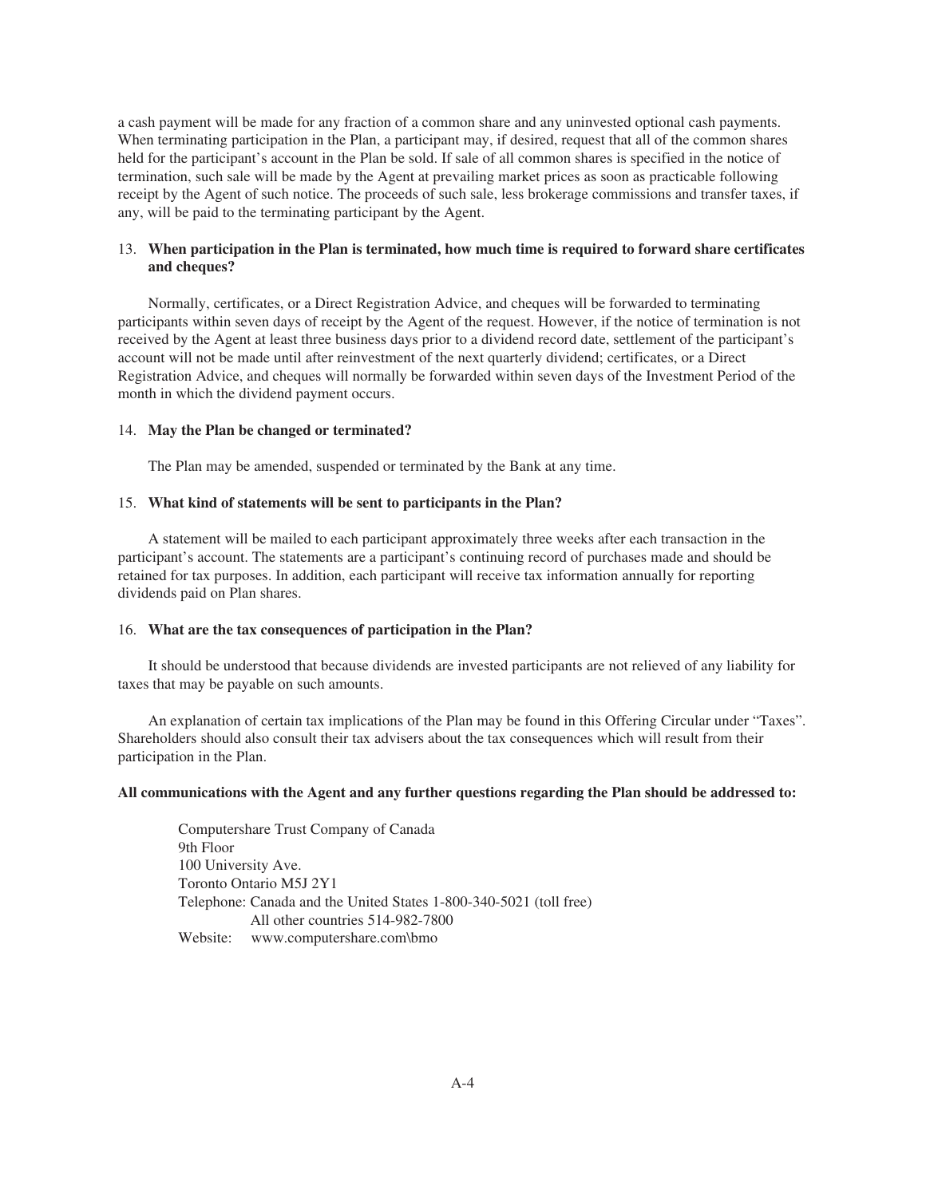a cash payment will be made for any fraction of a common share and any uninvested optional cash payments. When terminating participation in the Plan, a participant may, if desired, request that all of the common shares held for the participant's account in the Plan be sold. If sale of all common shares is specified in the notice of termination, such sale will be made by the Agent at prevailing market prices as soon as practicable following receipt by the Agent of such notice. The proceeds of such sale, less brokerage commissions and transfer taxes, if any, will be paid to the terminating participant by the Agent.

13. **When participation in the Plan is terminated, how much time is required to forward share certificates and cheques?**

Normally, certificates, or a Direct Registration Advice, and cheques will be forwarded to terminating participants within seven days of receipt by the Agent of the request. However, if the notice of termination is not received by the Agent at least three business days prior to a dividend record date, settlement of the participant's account will not be made until after reinvestment of the next quarterly dividend; certificates, or a Direct Registration Advice, and cheques will normally be forwarded within seven days of the Investment Period of the month in which the dividend payment occurs.

14. **May the Plan be changed or terminated?**

The Plan may be amended, suspended or terminated by the Bank at any time.

15. **What kind of statements will be sent to participants in the Plan?**

A statement will be mailed to each participant approximately three weeks after each transaction in the participant's account. The statements are a participant's continuing record of purchases made and should be retained for tax purposes. In addition, each participant will receive tax information annually for reporting dividends paid on Plan shares.

16. **What are the tax consequences of participation in the Plan?**

It should be understood that because dividends are invested participants are not relieved of any liability for taxes that may be payable on such amounts.

An explanation of certain tax implications of the Plan may be found in this Offering Circular under "Taxes". Shareholders should also consult their tax advisers about the tax consequences which will result from their participation in the Plan.

**All communications with the Agent and any further questions regarding the Plan should be addressed to:**

Computershare Trust Company of Canada
9th Floor
100 University Ave.
Toronto Ontario M5J 2Y1
Telephone: Canada and the United States 1-800-340-5021 (toll free)
All other countries 514-982-7800
Website: www.computershare.com\bmo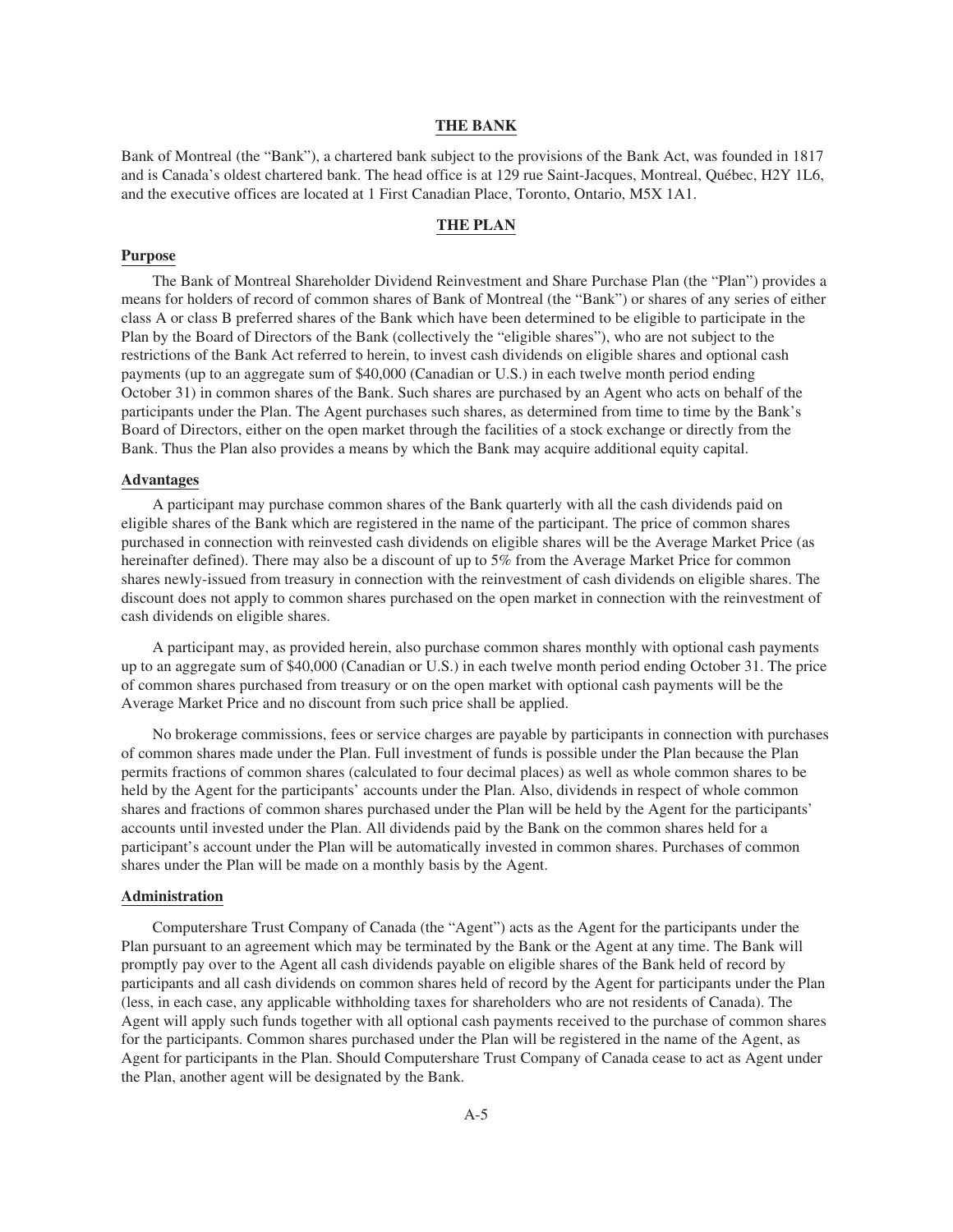## THE BANK

Bank of Montreal (the "Bank"), a chartered bank subject to the provisions of the Bank Act, was founded in 1817 and is Canada's oldest chartered bank. The head office is at 129 rue Saint-Jacques, Montreal, Québec, H2Y 1L6, and the executive offices are located at 1 First Canadian Place, Toronto, Ontario, M5X 1A1.

## THE PLAN

### Purpose

The Bank of Montreal Shareholder Dividend Reinvestment and Share Purchase Plan (the "Plan") provides a means for holders of record of common shares of Bank of Montreal (the "Bank") or shares of any series of either class A or class B preferred shares of the Bank which have been determined to be eligible to participate in the Plan by the Board of Directors of the Bank (collectively the "eligible shares"), who are not subject to the restrictions of the Bank Act referred to herein, to invest cash dividends on eligible shares and optional cash payments (up to an aggregate sum of $40,000 (Canadian or U.S.) in each twelve month period ending October 31) in common shares of the Bank. Such shares are purchased by an Agent who acts on behalf of the participants under the Plan. The Agent purchases such shares, as determined from time to time by the Bank's Board of Directors, either on the open market through the facilities of a stock exchange or directly from the Bank. Thus the Plan also provides a means by which the Bank may acquire additional equity capital.

### Advantages

A participant may purchase common shares of the Bank quarterly with all the cash dividends paid on eligible shares of the Bank which are registered in the name of the participant. The price of common shares purchased in connection with reinvested cash dividends on eligible shares will be the Average Market Price (as hereinafter defined). There may also be a discount of up to 5% from the Average Market Price for common shares newly-issued from treasury in connection with the reinvestment of cash dividends on eligible shares. The discount does not apply to common shares purchased on the open market in connection with the reinvestment of cash dividends on eligible shares.

A participant may, as provided herein, also purchase common shares monthly with optional cash payments up to an aggregate sum of $40,000 (Canadian or U.S.) in each twelve month period ending October 31. The price of common shares purchased from treasury or on the open market with optional cash payments will be the Average Market Price and no discount from such price shall be applied.

No brokerage commissions, fees or service charges are payable by participants in connection with purchases of common shares made under the Plan. Full investment of funds is possible under the Plan because the Plan permits fractions of common shares (calculated to four decimal places) as well as whole common shares to be held by the Agent for the participants' accounts under the Plan. Also, dividends in respect of whole common shares and fractions of common shares purchased under the Plan will be held by the Agent for the participants' accounts until invested under the Plan. All dividends paid by the Bank on the common shares held for a participant's account under the Plan will be automatically invested in common shares. Purchases of common shares under the Plan will be made on a monthly basis by the Agent.

### Administration

Computershare Trust Company of Canada (the "Agent") acts as the Agent for the participants under the Plan pursuant to an agreement which may be terminated by the Bank or the Agent at any time. The Bank will promptly pay over to the Agent all cash dividends payable on eligible shares of the Bank held of record by participants and all cash dividends on common shares held of record by the Agent for participants under the Plan (less, in each case, any applicable withholding taxes for shareholders who are not residents of Canada). The Agent will apply such funds together with all optional cash payments received to the purchase of common shares for the participants. Common shares purchased under the Plan will be registered in the name of the Agent, as Agent for participants in the Plan. Should Computershare Trust Company of Canada cease to act as Agent under the Plan, another agent will be designated by the Bank.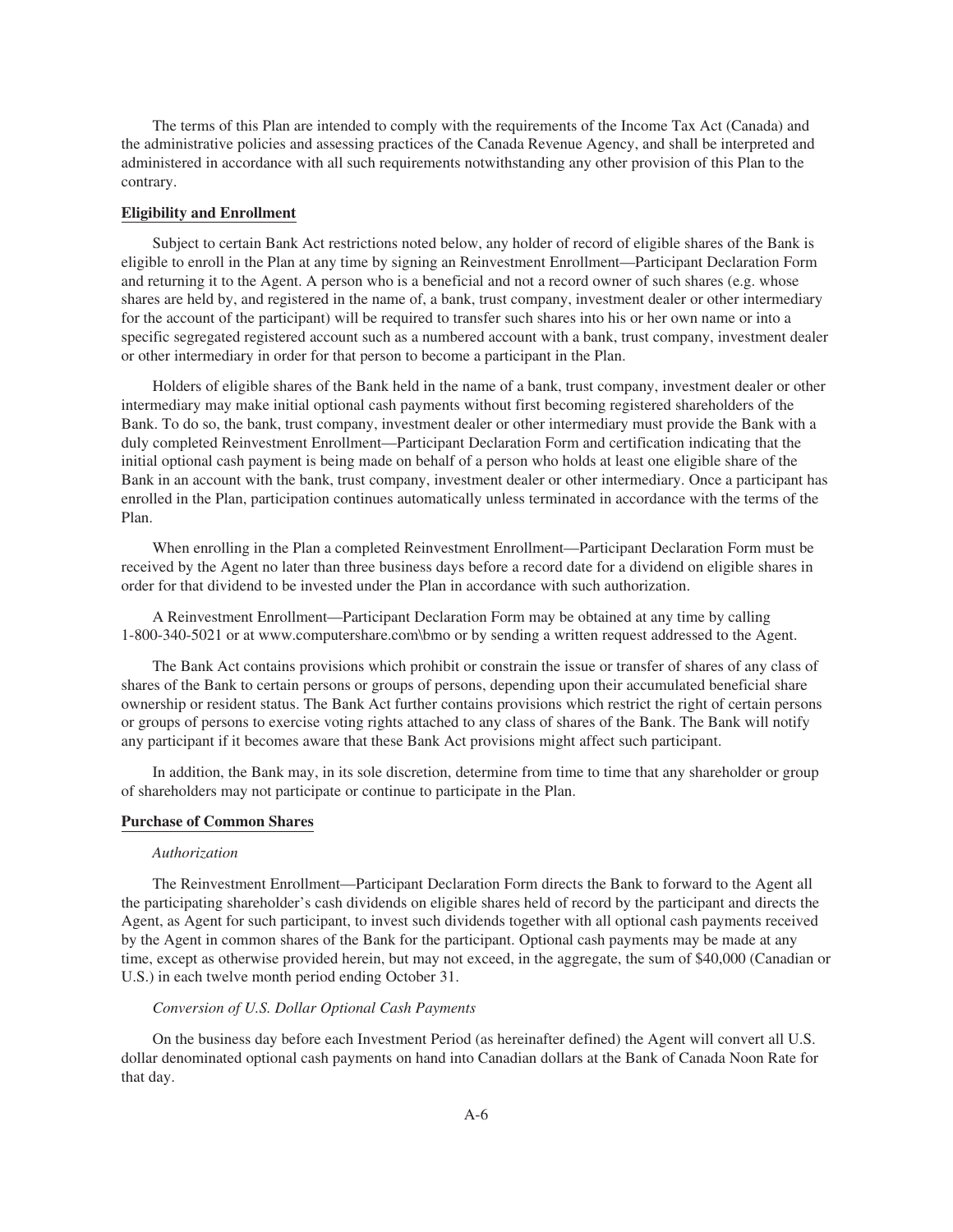The terms of this Plan are intended to comply with the requirements of the Income Tax Act (Canada) and the administrative policies and assessing practices of the Canada Revenue Agency, and shall be interpreted and administered in accordance with all such requirements notwithstanding any other provision of this Plan to the contrary.

**Eligibility and Enrollment**

Subject to certain Bank Act restrictions noted below, any holder of record of eligible shares of the Bank is eligible to enroll in the Plan at any time by signing an Reinvestment Enrollment—Participant Declaration Form and returning it to the Agent. A person who is a beneficial and not a record owner of such shares (e.g. whose shares are held by, and registered in the name of, a bank, trust company, investment dealer or other intermediary for the account of the participant) will be required to transfer such shares into his or her own name or into a specific segregated registered account such as a numbered account with a bank, trust company, investment dealer or other intermediary in order for that person to become a participant in the Plan.

Holders of eligible shares of the Bank held in the name of a bank, trust company, investment dealer or other intermediary may make initial optional cash payments without first becoming registered shareholders of the Bank. To do so, the bank, trust company, investment dealer or other intermediary must provide the Bank with a duly completed Reinvestment Enrollment—Participant Declaration Form and certification indicating that the initial optional cash payment is being made on behalf of a person who holds at least one eligible share of the Bank in an account with the bank, trust company, investment dealer or other intermediary. Once a participant has enrolled in the Plan, participation continues automatically unless terminated in accordance with the terms of the Plan.

When enrolling in the Plan a completed Reinvestment Enrollment—Participant Declaration Form must be received by the Agent no later than three business days before a record date for a dividend on eligible shares in order for that dividend to be invested under the Plan in accordance with such authorization.

A Reinvestment Enrollment—Participant Declaration Form may be obtained at any time by calling 1-800-340-5021 or at www.computershare.com\bmo or by sending a written request addressed to the Agent.

The Bank Act contains provisions which prohibit or constrain the issue or transfer of shares of any class of shares of the Bank to certain persons or groups of persons, depending upon their accumulated beneficial share ownership or resident status. The Bank Act further contains provisions which restrict the right of certain persons or groups of persons to exercise voting rights attached to any class of shares of the Bank. The Bank will notify any participant if it becomes aware that these Bank Act provisions might affect such participant.

In addition, the Bank may, in its sole discretion, determine from time to time that any shareholder or group of shareholders may not participate or continue to participate in the Plan.

**Purchase of Common Shares**

*Authorization*

The Reinvestment Enrollment—Participant Declaration Form directs the Bank to forward to the Agent all the participating shareholder's cash dividends on eligible shares held of record by the participant and directs the Agent, as Agent for such participant, to invest such dividends together with all optional cash payments received by the Agent in common shares of the Bank for the participant. Optional cash payments may be made at any time, except as otherwise provided herein, but may not exceed, in the aggregate, the sum of $40,000 (Canadian or U.S.) in each twelve month period ending October 31.

*Conversion of U.S. Dollar Optional Cash Payments*

On the business day before each Investment Period (as hereinafter defined) the Agent will convert all U.S. dollar denominated optional cash payments on hand into Canadian dollars at the Bank of Canada Noon Rate for that day.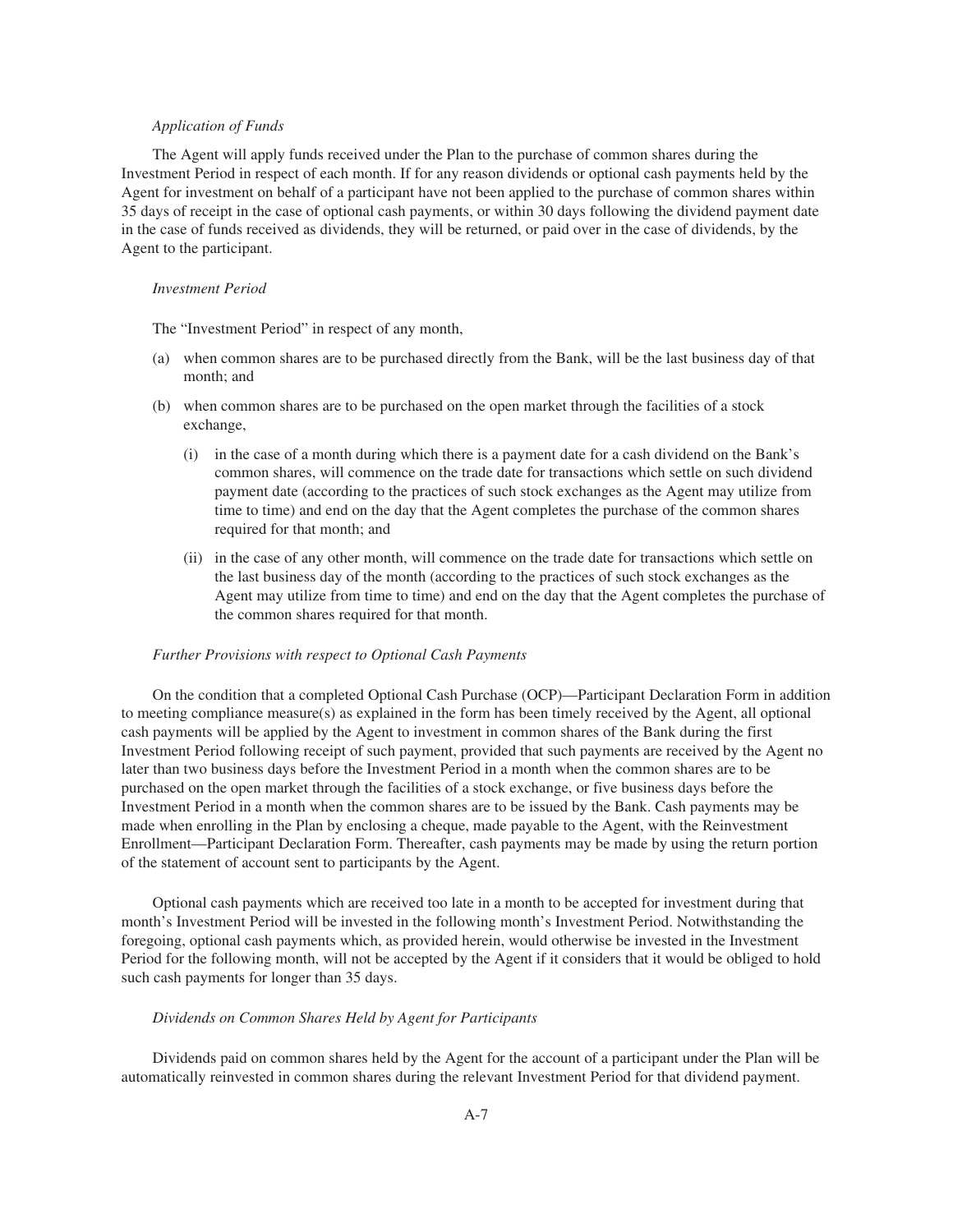*Application of Funds*

The Agent will apply funds received under the Plan to the purchase of common shares during the Investment Period in respect of each month. If for any reason dividends or optional cash payments held by the Agent for investment on behalf of a participant have not been applied to the purchase of common shares within 35 days of receipt in the case of optional cash payments, or within 30 days following the dividend payment date in the case of funds received as dividends, they will be returned, or paid over in the case of dividends, by the Agent to the participant.

*Investment Period*

The "Investment Period" in respect of any month,

(a) when common shares are to be purchased directly from the Bank, will be the last business day of that month; and

(b) when common shares are to be purchased on the open market through the facilities of a stock exchange,

  (i) in the case of a month during which there is a payment date for a cash dividend on the Bank's common shares, will commence on the trade date for transactions which settle on such dividend payment date (according to the practices of such stock exchanges as the Agent may utilize from time to time) and end on the day that the Agent completes the purchase of the common shares required for that month; and

  (ii) in the case of any other month, will commence on the trade date for transactions which settle on the last business day of the month (according to the practices of such stock exchanges as the Agent may utilize from time to time) and end on the day that the Agent completes the purchase of the common shares required for that month.

*Further Provisions with respect to Optional Cash Payments*

On the condition that a completed Optional Cash Purchase (OCP)—Participant Declaration Form in addition to meeting compliance measure(s) as explained in the form has been timely received by the Agent, all optional cash payments will be applied by the Agent to investment in common shares of the Bank during the first Investment Period following receipt of such payment, provided that such payments are received by the Agent no later than two business days before the Investment Period in a month when the common shares are to be purchased on the open market through the facilities of a stock exchange, or five business days before the Investment Period in a month when the common shares are to be issued by the Bank. Cash payments may be made when enrolling in the Plan by enclosing a cheque, made payable to the Agent, with the Reinvestment Enrollment—Participant Declaration Form. Thereafter, cash payments may be made by using the return portion of the statement of account sent to participants by the Agent.

Optional cash payments which are received too late in a month to be accepted for investment during that month's Investment Period will be invested in the following month's Investment Period. Notwithstanding the foregoing, optional cash payments which, as provided herein, would otherwise be invested in the Investment Period for the following month, will not be accepted by the Agent if it considers that it would be obliged to hold such cash payments for longer than 35 days.

*Dividends on Common Shares Held by Agent for Participants*

Dividends paid on common shares held by the Agent for the account of a participant under the Plan will be automatically reinvested in common shares during the relevant Investment Period for that dividend payment.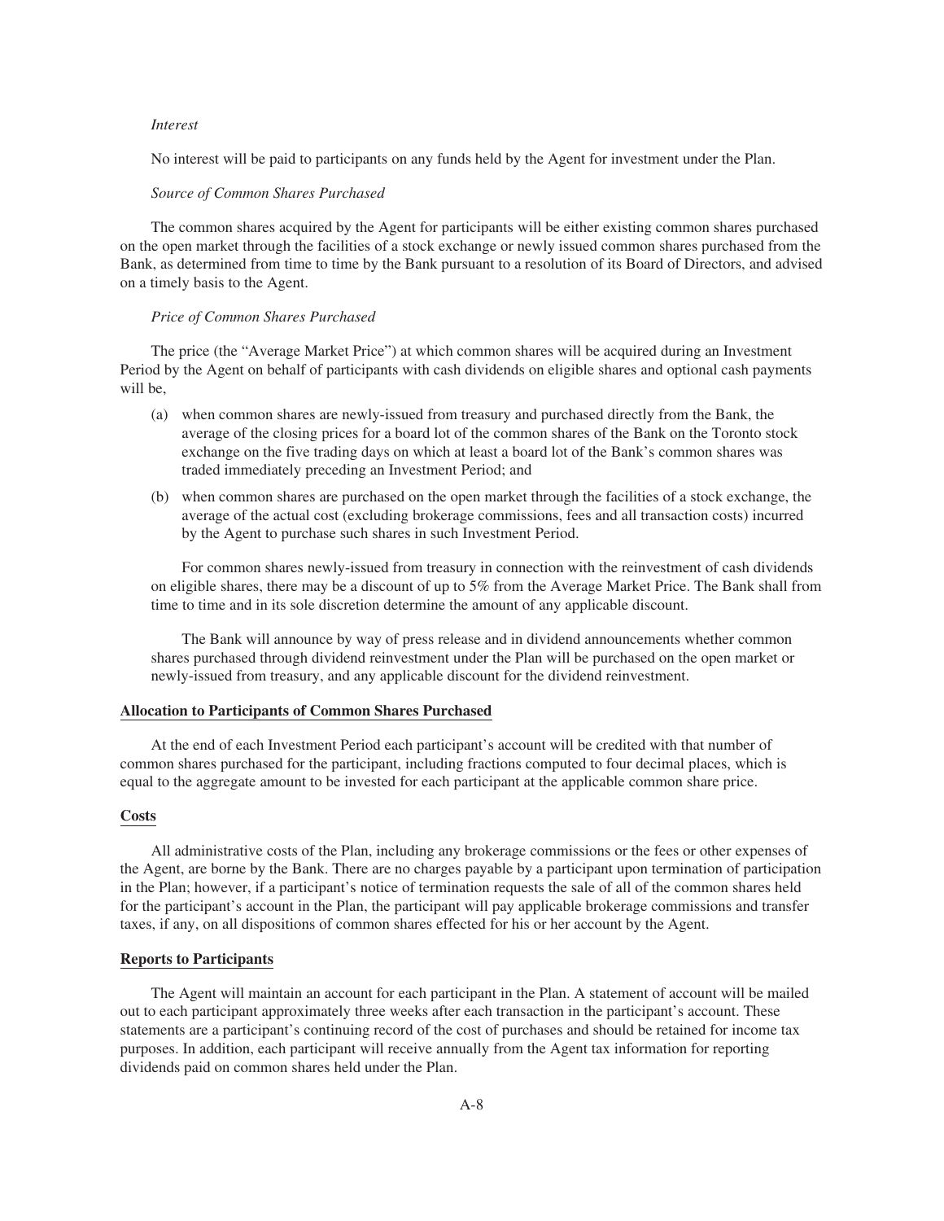*Interest*

No interest will be paid to participants on any funds held by the Agent for investment under the Plan.

*Source of Common Shares Purchased*

The common shares acquired by the Agent for participants will be either existing common shares purchased on the open market through the facilities of a stock exchange or newly issued common shares purchased from the Bank, as determined from time to time by the Bank pursuant to a resolution of its Board of Directors, and advised on a timely basis to the Agent.

*Price of Common Shares Purchased*

The price (the "Average Market Price") at which common shares will be acquired during an Investment Period by the Agent on behalf of participants with cash dividends on eligible shares and optional cash payments will be,

(a) when common shares are newly-issued from treasury and purchased directly from the Bank, the average of the closing prices for a board lot of the common shares of the Bank on the Toronto stock exchange on the five trading days on which at least a board lot of the Bank's common shares was traded immediately preceding an Investment Period; and

(b) when common shares are purchased on the open market through the facilities of a stock exchange, the average of the actual cost (excluding brokerage commissions, fees and all transaction costs) incurred by the Agent to purchase such shares in such Investment Period.

For common shares newly-issued from treasury in connection with the reinvestment of cash dividends on eligible shares, there may be a discount of up to 5% from the Average Market Price. The Bank shall from time to time and in its sole discretion determine the amount of any applicable discount.

The Bank will announce by way of press release and in dividend announcements whether common shares purchased through dividend reinvestment under the Plan will be purchased on the open market or newly-issued from treasury, and any applicable discount for the dividend reinvestment.

**Allocation to Participants of Common Shares Purchased**

At the end of each Investment Period each participant's account will be credited with that number of common shares purchased for the participant, including fractions computed to four decimal places, which is equal to the aggregate amount to be invested for each participant at the applicable common share price.

**Costs**

All administrative costs of the Plan, including any brokerage commissions or the fees or other expenses of the Agent, are borne by the Bank. There are no charges payable by a participant upon termination of participation in the Plan; however, if a participant's notice of termination requests the sale of all of the common shares held for the participant's account in the Plan, the participant will pay applicable brokerage commissions and transfer taxes, if any, on all dispositions of common shares effected for his or her account by the Agent.

**Reports to Participants**

The Agent will maintain an account for each participant in the Plan. A statement of account will be mailed out to each participant approximately three weeks after each transaction in the participant's account. These statements are a participant's continuing record of the cost of purchases and should be retained for income tax purposes. In addition, each participant will receive annually from the Agent tax information for reporting dividends paid on common shares held under the Plan.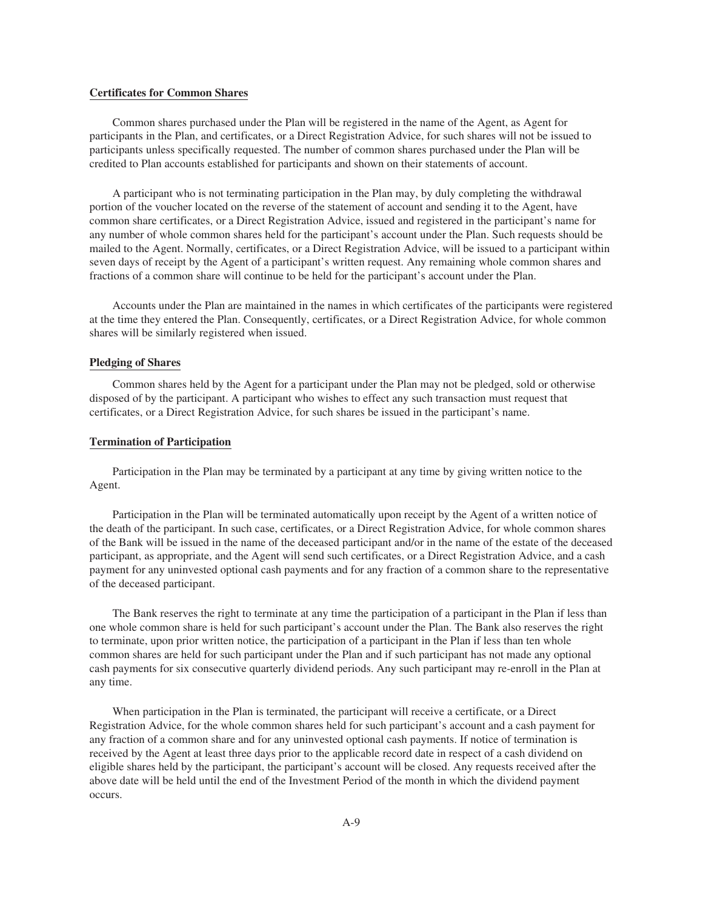**Certificates for Common Shares**

Common shares purchased under the Plan will be registered in the name of the Agent, as Agent for participants in the Plan, and certificates, or a Direct Registration Advice, for such shares will not be issued to participants unless specifically requested. The number of common shares purchased under the Plan will be credited to Plan accounts established for participants and shown on their statements of account.

A participant who is not terminating participation in the Plan may, by duly completing the withdrawal portion of the voucher located on the reverse of the statement of account and sending it to the Agent, have common share certificates, or a Direct Registration Advice, issued and registered in the participant's name for any number of whole common shares held for the participant's account under the Plan. Such requests should be mailed to the Agent. Normally, certificates, or a Direct Registration Advice, will be issued to a participant within seven days of receipt by the Agent of a participant's written request. Any remaining whole common shares and fractions of a common share will continue to be held for the participant's account under the Plan.

Accounts under the Plan are maintained in the names in which certificates of the participants were registered at the time they entered the Plan. Consequently, certificates, or a Direct Registration Advice, for whole common shares will be similarly registered when issued.

**Pledging of Shares**

Common shares held by the Agent for a participant under the Plan may not be pledged, sold or otherwise disposed of by the participant. A participant who wishes to effect any such transaction must request that certificates, or a Direct Registration Advice, for such shares be issued in the participant's name.

**Termination of Participation**

Participation in the Plan may be terminated by a participant at any time by giving written notice to the Agent.

Participation in the Plan will be terminated automatically upon receipt by the Agent of a written notice of the death of the participant. In such case, certificates, or a Direct Registration Advice, for whole common shares of the Bank will be issued in the name of the deceased participant and/or in the name of the estate of the deceased participant, as appropriate, and the Agent will send such certificates, or a Direct Registration Advice, and a cash payment for any uninvested optional cash payments and for any fraction of a common share to the representative of the deceased participant.

The Bank reserves the right to terminate at any time the participation of a participant in the Plan if less than one whole common share is held for such participant's account under the Plan. The Bank also reserves the right to terminate, upon prior written notice, the participation of a participant in the Plan if less than ten whole common shares are held for such participant under the Plan and if such participant has not made any optional cash payments for six consecutive quarterly dividend periods. Any such participant may re-enroll in the Plan at any time.

When participation in the Plan is terminated, the participant will receive a certificate, or a Direct Registration Advice, for the whole common shares held for such participant's account and a cash payment for any fraction of a common share and for any uninvested optional cash payments. If notice of termination is received by the Agent at least three days prior to the applicable record date in respect of a cash dividend on eligible shares held by the participant, the participant's account will be closed. Any requests received after the above date will be held until the end of the Investment Period of the month in which the dividend payment occurs.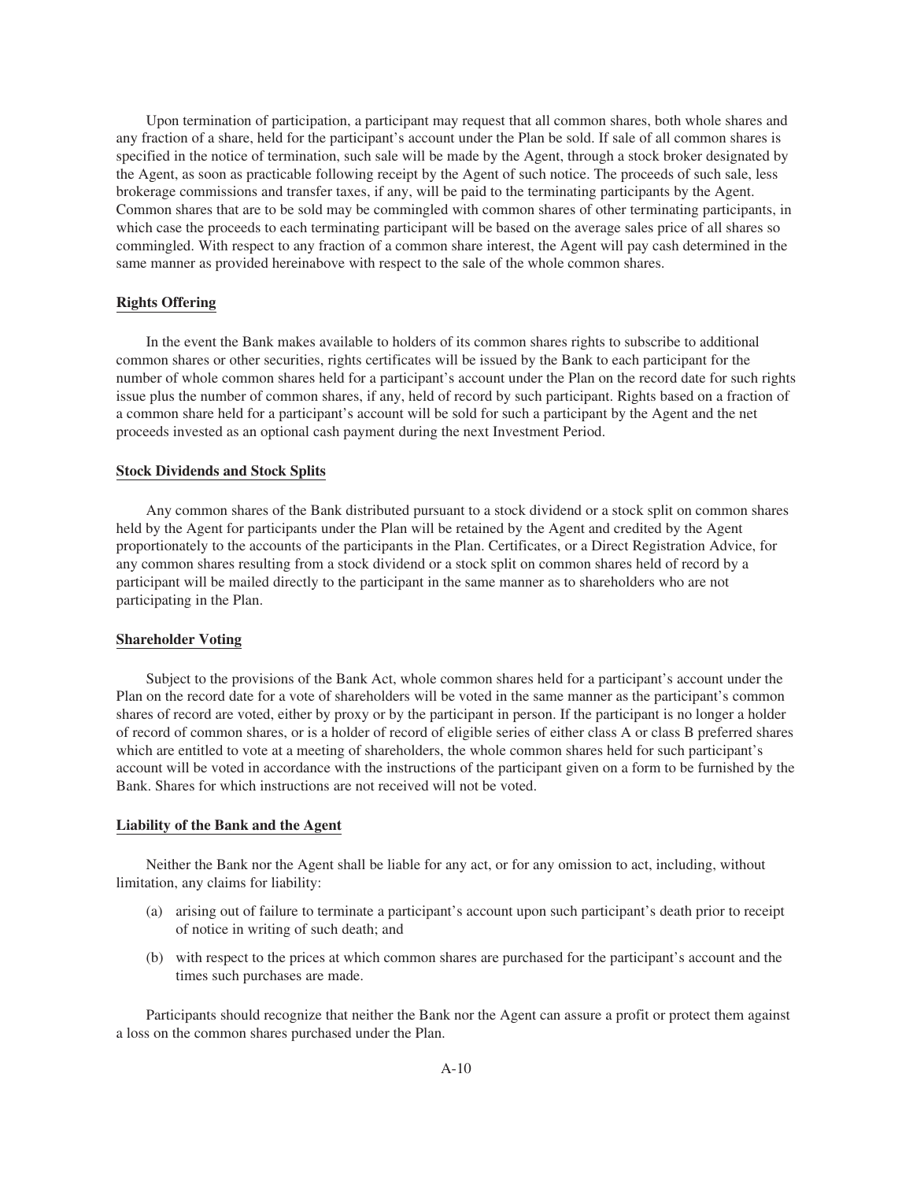Upon termination of participation, a participant may request that all common shares, both whole shares and any fraction of a share, held for the participant's account under the Plan be sold. If sale of all common shares is specified in the notice of termination, such sale will be made by the Agent, through a stock broker designated by the Agent, as soon as practicable following receipt by the Agent of such notice. The proceeds of such sale, less brokerage commissions and transfer taxes, if any, will be paid to the terminating participants by the Agent. Common shares that are to be sold may be commingled with common shares of other terminating participants, in which case the proceeds to each terminating participant will be based on the average sales price of all shares so commingled. With respect to any fraction of a common share interest, the Agent will pay cash determined in the same manner as provided hereinabove with respect to the sale of the whole common shares.

**Rights Offering**

In the event the Bank makes available to holders of its common shares rights to subscribe to additional common shares or other securities, rights certificates will be issued by the Bank to each participant for the number of whole common shares held for a participant's account under the Plan on the record date for such rights issue plus the number of common shares, if any, held of record by such participant. Rights based on a fraction of a common share held for a participant's account will be sold for such a participant by the Agent and the net proceeds invested as an optional cash payment during the next Investment Period.

**Stock Dividends and Stock Splits**

Any common shares of the Bank distributed pursuant to a stock dividend or a stock split on common shares held by the Agent for participants under the Plan will be retained by the Agent and credited by the Agent proportionately to the accounts of the participants in the Plan. Certificates, or a Direct Registration Advice, for any common shares resulting from a stock dividend or a stock split on common shares held of record by a participant will be mailed directly to the participant in the same manner as to shareholders who are not participating in the Plan.

**Shareholder Voting**

Subject to the provisions of the Bank Act, whole common shares held for a participant's account under the Plan on the record date for a vote of shareholders will be voted in the same manner as the participant's common shares of record are voted, either by proxy or by the participant in person. If the participant is no longer a holder of record of common shares, or is a holder of record of eligible series of either class A or class B preferred shares which are entitled to vote at a meeting of shareholders, the whole common shares held for such participant's account will be voted in accordance with the instructions of the participant given on a form to be furnished by the Bank. Shares for which instructions are not received will not be voted.

**Liability of the Bank and the Agent**

Neither the Bank nor the Agent shall be liable for any act, or for any omission to act, including, without limitation, any claims for liability:

(a) arising out of failure to terminate a participant's account upon such participant's death prior to receipt of notice in writing of such death; and

(b) with respect to the prices at which common shares are purchased for the participant's account and the times such purchases are made.

Participants should recognize that neither the Bank nor the Agent can assure a profit or protect them against a loss on the common shares purchased under the Plan.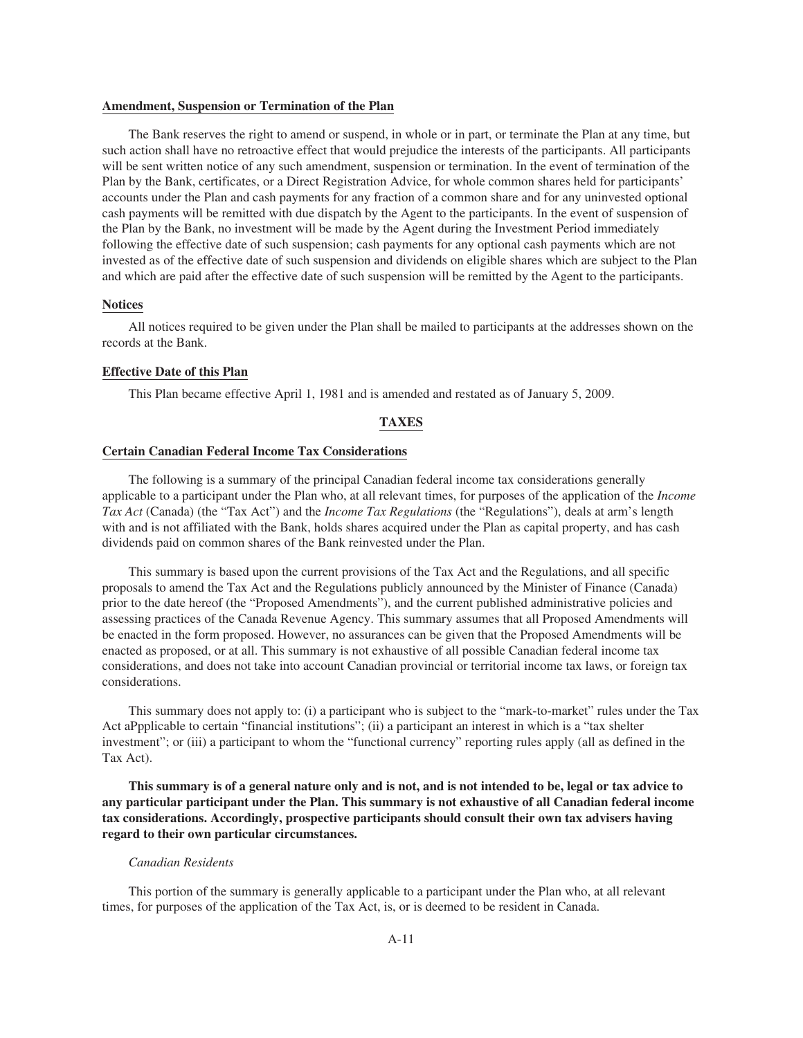**Amendment, Suspension or Termination of the Plan**

The Bank reserves the right to amend or suspend, in whole or in part, or terminate the Plan at any time, but such action shall have no retroactive effect that would prejudice the interests of the participants. All participants will be sent written notice of any such amendment, suspension or termination. In the event of termination of the Plan by the Bank, certificates, or a Direct Registration Advice, for whole common shares held for participants' accounts under the Plan and cash payments for any fraction of a common share and for any uninvested optional cash payments will be remitted with due dispatch by the Agent to the participants. In the event of suspension of the Plan by the Bank, no investment will be made by the Agent during the Investment Period immediately following the effective date of such suspension; cash payments for any optional cash payments which are not invested as of the effective date of such suspension and dividends on eligible shares which are subject to the Plan and which are paid after the effective date of such suspension will be remitted by the Agent to the participants.

**Notices**

All notices required to be given under the Plan shall be mailed to participants at the addresses shown on the records at the Bank.

**Effective Date of this Plan**

This Plan became effective April 1, 1981 and is amended and restated as of January 5, 2009.

## TAXES

**Certain Canadian Federal Income Tax Considerations**

The following is a summary of the principal Canadian federal income tax considerations generally applicable to a participant under the Plan who, at all relevant times, for purposes of the application of the *Income Tax Act* (Canada) (the "Tax Act") and the *Income Tax Regulations* (the "Regulations"), deals at arm's length with and is not affiliated with the Bank, holds shares acquired under the Plan as capital property, and has cash dividends paid on common shares of the Bank reinvested under the Plan.

This summary is based upon the current provisions of the Tax Act and the Regulations, and all specific proposals to amend the Tax Act and the Regulations publicly announced by the Minister of Finance (Canada) prior to the date hereof (the "Proposed Amendments"), and the current published administrative policies and assessing practices of the Canada Revenue Agency. This summary assumes that all Proposed Amendments will be enacted in the form proposed. However, no assurances can be given that the Proposed Amendments will be enacted as proposed, or at all. This summary is not exhaustive of all possible Canadian federal income tax considerations, and does not take into account Canadian provincial or territorial income tax laws, or foreign tax considerations.

This summary does not apply to: (i) a participant who is subject to the "mark-to-market" rules under the Tax Act aPpplicable to certain "financial institutions"; (ii) a participant an interest in which is a "tax shelter investment"; or (iii) a participant to whom the "functional currency" reporting rules apply (all as defined in the Tax Act).

**This summary is of a general nature only and is not, and is not intended to be, legal or tax advice to any particular participant under the Plan. This summary is not exhaustive of all Canadian federal income tax considerations. Accordingly, prospective participants should consult their own tax advisers having regard to their own particular circumstances.**

*Canadian Residents*

This portion of the summary is generally applicable to a participant under the Plan who, at all relevant times, for purposes of the application of the Tax Act, is, or is deemed to be resident in Canada.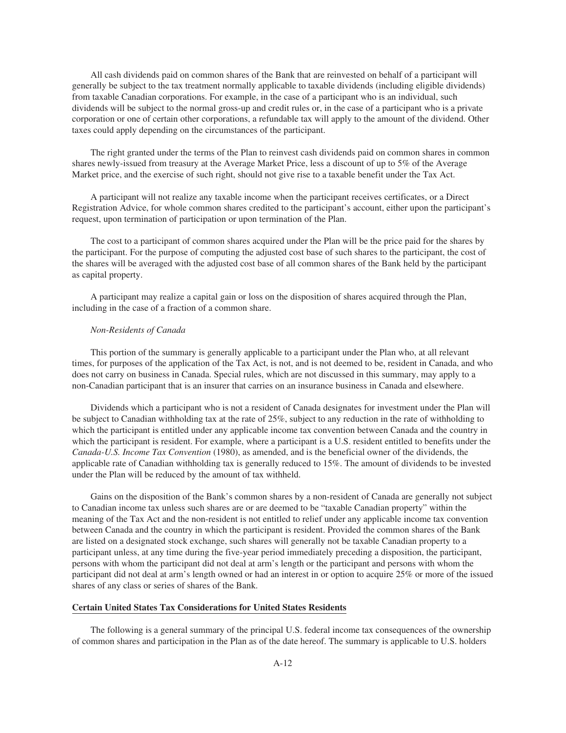All cash dividends paid on common shares of the Bank that are reinvested on behalf of a participant will generally be subject to the tax treatment normally applicable to taxable dividends (including eligible dividends) from taxable Canadian corporations. For example, in the case of a participant who is an individual, such dividends will be subject to the normal gross-up and credit rules or, in the case of a participant who is a private corporation or one of certain other corporations, a refundable tax will apply to the amount of the dividend. Other taxes could apply depending on the circumstances of the participant.

The right granted under the terms of the Plan to reinvest cash dividends paid on common shares in common shares newly-issued from treasury at the Average Market Price, less a discount of up to 5% of the Average Market price, and the exercise of such right, should not give rise to a taxable benefit under the Tax Act.

A participant will not realize any taxable income when the participant receives certificates, or a Direct Registration Advice, for whole common shares credited to the participant's account, either upon the participant's request, upon termination of participation or upon termination of the Plan.

The cost to a participant of common shares acquired under the Plan will be the price paid for the shares by the participant. For the purpose of computing the adjusted cost base of such shares to the participant, the cost of the shares will be averaged with the adjusted cost base of all common shares of the Bank held by the participant as capital property.

A participant may realize a capital gain or loss on the disposition of shares acquired through the Plan, including in the case of a fraction of a common share.

*Non-Residents of Canada*

This portion of the summary is generally applicable to a participant under the Plan who, at all relevant times, for purposes of the application of the Tax Act, is not, and is not deemed to be, resident in Canada, and who does not carry on business in Canada. Special rules, which are not discussed in this summary, may apply to a non-Canadian participant that is an insurer that carries on an insurance business in Canada and elsewhere.

Dividends which a participant who is not a resident of Canada designates for investment under the Plan will be subject to Canadian withholding tax at the rate of 25%, subject to any reduction in the rate of withholding to which the participant is entitled under any applicable income tax convention between Canada and the country in which the participant is resident. For example, where a participant is a U.S. resident entitled to benefits under the *Canada-U.S. Income Tax Convention* (1980), as amended, and is the beneficial owner of the dividends, the applicable rate of Canadian withholding tax is generally reduced to 15%. The amount of dividends to be invested under the Plan will be reduced by the amount of tax withheld.

Gains on the disposition of the Bank's common shares by a non-resident of Canada are generally not subject to Canadian income tax unless such shares are or are deemed to be "taxable Canadian property" within the meaning of the Tax Act and the non-resident is not entitled to relief under any applicable income tax convention between Canada and the country in which the participant is resident. Provided the common shares of the Bank are listed on a designated stock exchange, such shares will generally not be taxable Canadian property to a participant unless, at any time during the five-year period immediately preceding a disposition, the participant, persons with whom the participant did not deal at arm's length or the participant and persons with whom the participant did not deal at arm's length owned or had an interest in or option to acquire 25% or more of the issued shares of any class or series of shares of the Bank.

**Certain United States Tax Considerations for United States Residents**

The following is a general summary of the principal U.S. federal income tax consequences of the ownership of common shares and participation in the Plan as of the date hereof. The summary is applicable to U.S. holders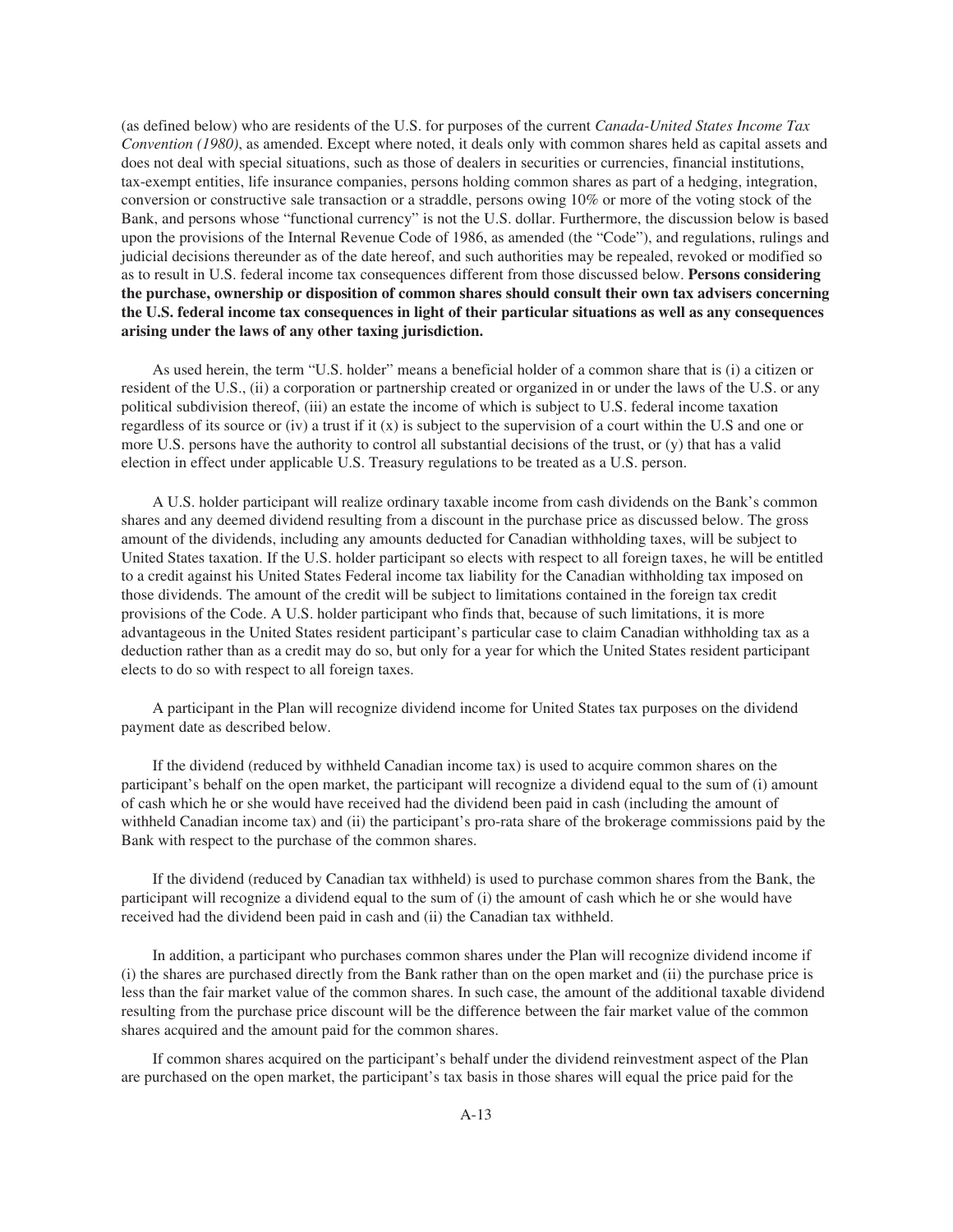(as defined below) who are residents of the U.S. for purposes of the current *Canada-United States Income Tax Convention (1980)*, as amended. Except where noted, it deals only with common shares held as capital assets and does not deal with special situations, such as those of dealers in securities or currencies, financial institutions, tax-exempt entities, life insurance companies, persons holding common shares as part of a hedging, integration, conversion or constructive sale transaction or a straddle, persons owing 10% or more of the voting stock of the Bank, and persons whose "functional currency" is not the U.S. dollar. Furthermore, the discussion below is based upon the provisions of the Internal Revenue Code of 1986, as amended (the "Code"), and regulations, rulings and judicial decisions thereunder as of the date hereof, and such authorities may be repealed, revoked or modified so as to result in U.S. federal income tax consequences different from those discussed below. **Persons considering the purchase, ownership or disposition of common shares should consult their own tax advisers concerning the U.S. federal income tax consequences in light of their particular situations as well as any consequences arising under the laws of any other taxing jurisdiction.**

As used herein, the term "U.S. holder" means a beneficial holder of a common share that is (i) a citizen or resident of the U.S., (ii) a corporation or partnership created or organized in or under the laws of the U.S. or any political subdivision thereof, (iii) an estate the income of which is subject to U.S. federal income taxation regardless of its source or (iv) a trust if it (x) is subject to the supervision of a court within the U.S and one or more U.S. persons have the authority to control all substantial decisions of the trust, or (y) that has a valid election in effect under applicable U.S. Treasury regulations to be treated as a U.S. person.

A U.S. holder participant will realize ordinary taxable income from cash dividends on the Bank's common shares and any deemed dividend resulting from a discount in the purchase price as discussed below. The gross amount of the dividends, including any amounts deducted for Canadian withholding taxes, will be subject to United States taxation. If the U.S. holder participant so elects with respect to all foreign taxes, he will be entitled to a credit against his United States Federal income tax liability for the Canadian withholding tax imposed on those dividends. The amount of the credit will be subject to limitations contained in the foreign tax credit provisions of the Code. A U.S. holder participant who finds that, because of such limitations, it is more advantageous in the United States resident participant's particular case to claim Canadian withholding tax as a deduction rather than as a credit may do so, but only for a year for which the United States resident participant elects to do so with respect to all foreign taxes.

A participant in the Plan will recognize dividend income for United States tax purposes on the dividend payment date as described below.

If the dividend (reduced by withheld Canadian income tax) is used to acquire common shares on the participant's behalf on the open market, the participant will recognize a dividend equal to the sum of (i) amount of cash which he or she would have received had the dividend been paid in cash (including the amount of withheld Canadian income tax) and (ii) the participant's pro-rata share of the brokerage commissions paid by the Bank with respect to the purchase of the common shares.

If the dividend (reduced by Canadian tax withheld) is used to purchase common shares from the Bank, the participant will recognize a dividend equal to the sum of (i) the amount of cash which he or she would have received had the dividend been paid in cash and (ii) the Canadian tax withheld.

In addition, a participant who purchases common shares under the Plan will recognize dividend income if (i) the shares are purchased directly from the Bank rather than on the open market and (ii) the purchase price is less than the fair market value of the common shares. In such case, the amount of the additional taxable dividend resulting from the purchase price discount will be the difference between the fair market value of the common shares acquired and the amount paid for the common shares.

If common shares acquired on the participant's behalf under the dividend reinvestment aspect of the Plan are purchased on the open market, the participant's tax basis in those shares will equal the price paid for the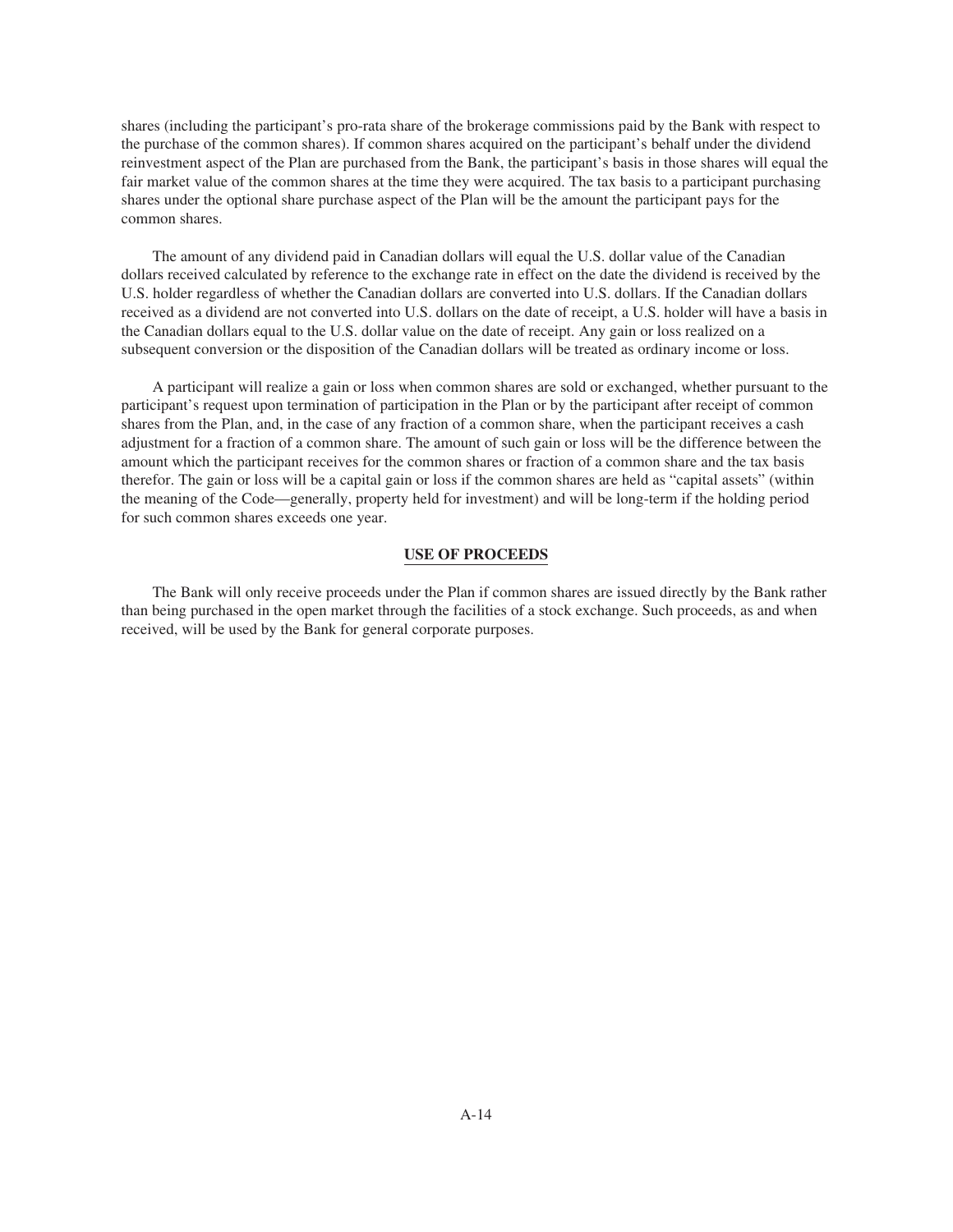shares (including the participant's pro-rata share of the brokerage commissions paid by the Bank with respect to the purchase of the common shares). If common shares acquired on the participant's behalf under the dividend reinvestment aspect of the Plan are purchased from the Bank, the participant's basis in those shares will equal the fair market value of the common shares at the time they were acquired. The tax basis to a participant purchasing shares under the optional share purchase aspect of the Plan will be the amount the participant pays for the common shares.

The amount of any dividend paid in Canadian dollars will equal the U.S. dollar value of the Canadian dollars received calculated by reference to the exchange rate in effect on the date the dividend is received by the U.S. holder regardless of whether the Canadian dollars are converted into U.S. dollars. If the Canadian dollars received as a dividend are not converted into U.S. dollars on the date of receipt, a U.S. holder will have a basis in the Canadian dollars equal to the U.S. dollar value on the date of receipt. Any gain or loss realized on a subsequent conversion or the disposition of the Canadian dollars will be treated as ordinary income or loss.

A participant will realize a gain or loss when common shares are sold or exchanged, whether pursuant to the participant's request upon termination of participation in the Plan or by the participant after receipt of common shares from the Plan, and, in the case of any fraction of a common share, when the participant receives a cash adjustment for a fraction of a common share. The amount of such gain or loss will be the difference between the amount which the participant receives for the common shares or fraction of a common share and the tax basis therefor. The gain or loss will be a capital gain or loss if the common shares are held as "capital assets" (within the meaning of the Code—generally, property held for investment) and will be long-term if the holding period for such common shares exceeds one year.

## USE OF PROCEEDS

The Bank will only receive proceeds under the Plan if common shares are issued directly by the Bank rather than being purchased in the open market through the facilities of a stock exchange. Such proceeds, as and when received, will be used by the Bank for general corporate purposes.